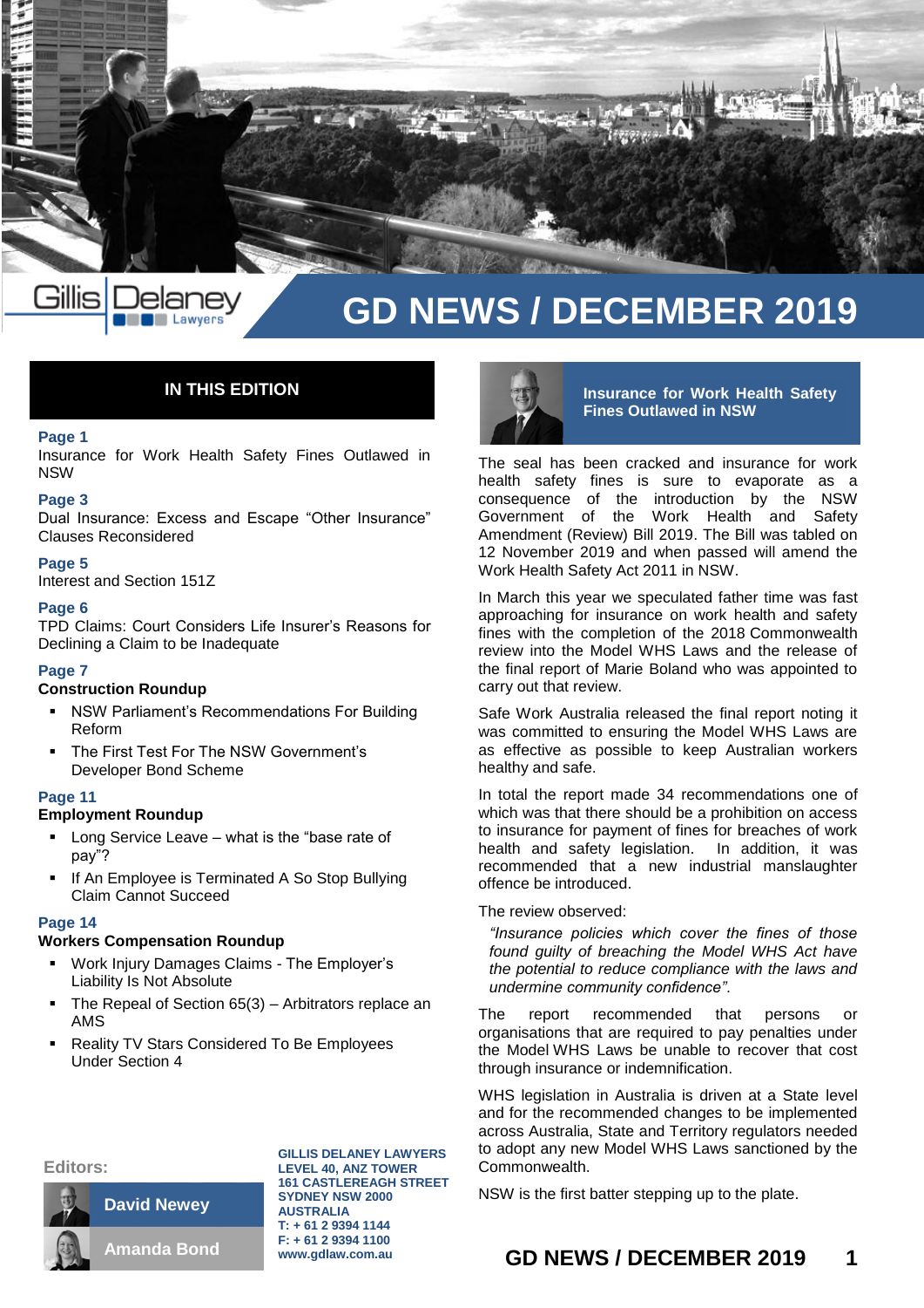# GD NEWS / DECEMBER 2019

## IN THIS EDITION

**Page 1**
Insurance for Work Health Safety Fines Outlawed in NSW

**Page 3**
Dual Insurance: Excess and Escape "Other Insurance" Clauses Reconsidered

**Page 5**
Interest and Section 151Z

**Page 6**
TPD Claims: Court Considers Life Insurer's Reasons for Declining a Claim to be Inadequate

**Page 7**
**Construction Roundup**

- NSW Parliament's Recommendations For Building Reform
- The First Test For The NSW Government's Developer Bond Scheme

**Page 11**
**Employment Roundup**

- Long Service Leave – what is the "base rate of pay"?
- If An Employee is Terminated A So Stop Bullying Claim Cannot Succeed

**Page 14**
**Workers Compensation Roundup**

- Work Injury Damages Claims - The Employer's Liability Is Not Absolute
- The Repeal of Section 65(3) – Arbitrators replace an AMS
- Reality TV Stars Considered To Be Employees Under Section 4

**Editors:**

David Newey

Amanda Bond

**GILLIS DELANEY LAWYERS**
**LEVEL 40, ANZ TOWER**
**161 CASTLEREAGH STREET**
**SYDNEY NSW 2000**
**AUSTRALIA**
**T: + 61 2 9394 1144**
**F: + 61 2 9394 1100**
**www.gdlaw.com.au**

## Insurance for Work Health Safety Fines Outlawed in NSW

The seal has been cracked and insurance for work health safety fines is sure to evaporate as a consequence of the introduction by the NSW Government of the Work Health and Safety Amendment (Review) Bill 2019. The Bill was tabled on 12 November 2019 and when passed will amend the Work Health Safety Act 2011 in NSW.

In March this year we speculated father time was fast approaching for insurance on work health and safety fines with the completion of the 2018 Commonwealth review into the Model WHS Laws and the release of the final report of Marie Boland who was appointed to carry out that review.

Safe Work Australia released the final report noting it was committed to ensuring the Model WHS Laws are as effective as possible to keep Australian workers healthy and safe.

In total the report made 34 recommendations one of which was that there should be a prohibition on access to insurance for payment of fines for breaches of work health and safety legislation. In addition, it was recommended that a new industrial manslaughter offence be introduced.

The review observed:

> *"Insurance policies which cover the fines of those found guilty of breaching the Model WHS Act have the potential to reduce compliance with the laws and undermine community confidence".*

The report recommended that persons or organisations that are required to pay penalties under the Model WHS Laws be unable to recover that cost through insurance or indemnification.

WHS legislation in Australia is driven at a State level and for the recommended changes to be implemented across Australia, State and Territory regulators needed to adopt any new Model WHS Laws sanctioned by the Commonwealth.

NSW is the first batter stepping up to the plate.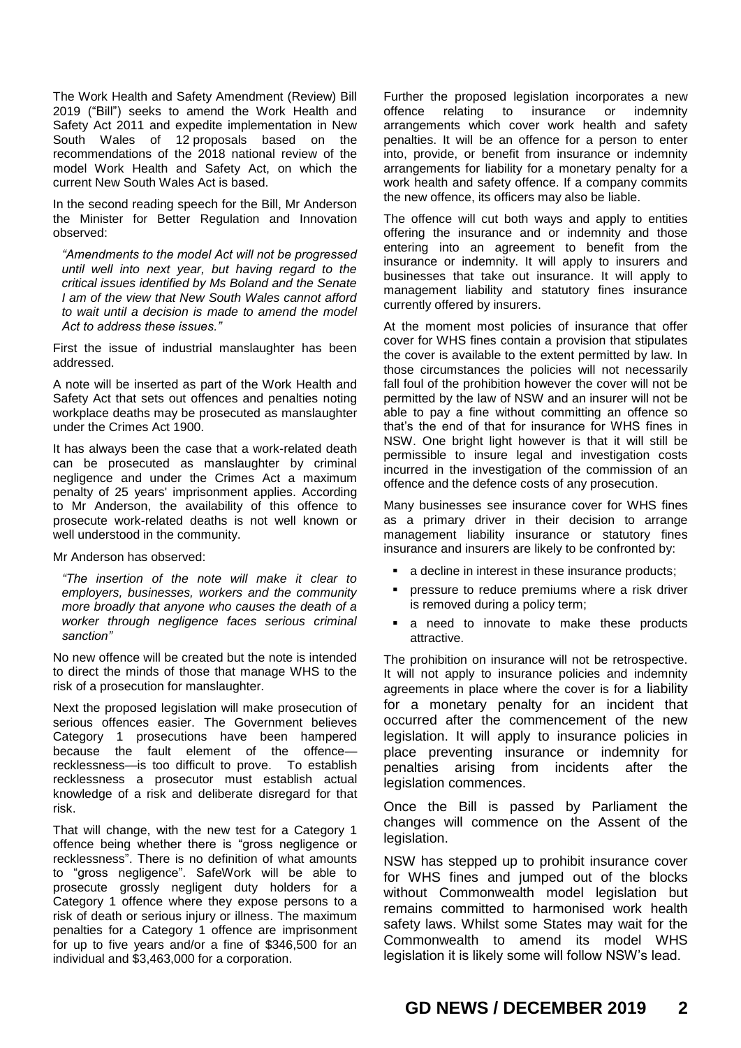The Work Health and Safety Amendment (Review) Bill 2019 ("Bill") seeks to amend the Work Health and Safety Act 2011 and expedite implementation in New South Wales of 12 proposals based on the recommendations of the 2018 national review of the model Work Health and Safety Act, on which the current New South Wales Act is based.

In the second reading speech for the Bill, Mr Anderson the Minister for Better Regulation and Innovation observed:

> *"Amendments to the model Act will not be progressed until well into next year, but having regard to the critical issues identified by Ms Boland and the Senate I am of the view that New South Wales cannot afford to wait until a decision is made to amend the model Act to address these issues."*

First the issue of industrial manslaughter has been addressed.

A note will be inserted as part of the Work Health and Safety Act that sets out offences and penalties noting workplace deaths may be prosecuted as manslaughter under the Crimes Act 1900.

It has always been the case that a work-related death can be prosecuted as manslaughter by criminal negligence and under the Crimes Act a maximum penalty of 25 years' imprisonment applies. According to Mr Anderson, the availability of this offence to prosecute work-related deaths is not well known or well understood in the community.

Mr Anderson has observed:

> *"The insertion of the note will make it clear to employers, businesses, workers and the community more broadly that anyone who causes the death of a worker through negligence faces serious criminal sanction"*

No new offence will be created but the note is intended to direct the minds of those that manage WHS to the risk of a prosecution for manslaughter.

Next the proposed legislation will make prosecution of serious offences easier. The Government believes Category 1 prosecutions have been hampered because the fault element of the offence—recklessness—is too difficult to prove. To establish recklessness a prosecutor must establish actual knowledge of a risk and deliberate disregard for that risk.

That will change, with the new test for a Category 1 offence being whether there is "gross negligence or recklessness". There is no definition of what amounts to "gross negligence". SafeWork will be able to prosecute grossly negligent duty holders for a Category 1 offence where they expose persons to a risk of death or serious injury or illness. The maximum penalties for a Category 1 offence are imprisonment for up to five years and/or a fine of $346,500 for an individual and $3,463,000 for a corporation.

Further the proposed legislation incorporates a new offence relating to insurance or indemnity arrangements which cover work health and safety penalties. It will be an offence for a person to enter into, provide, or benefit from insurance or indemnity arrangements for liability for a monetary penalty for a work health and safety offence. If a company commits the new offence, its officers may also be liable.

The offence will cut both ways and apply to entities offering the insurance and or indemnity and those entering into an agreement to benefit from the insurance or indemnity. It will apply to insurers and businesses that take out insurance. It will apply to management liability insurance or statutory fines insurance currently offered by insurers.

At the moment most policies of insurance that offer cover for WHS fines contain a provision that stipulates the cover is available to the extent permitted by law. In those circumstances the policies will not necessarily fall foul of the prohibition however the cover will not be permitted by the law of NSW and an insurer will not be able to pay a fine without committing an offence so that's the end of that for insurance for WHS fines in NSW. One bright light however is that it will still be permissible to insure legal and investigation costs incurred in the investigation of the commission of an offence and the defence costs of any prosecution.

Many businesses see insurance cover for WHS fines as a primary driver in their decision to arrange management liability insurance or statutory fines insurance and insurers are likely to be confronted by:

- a decline in interest in these insurance products;
- pressure to reduce premiums where a risk driver is removed during a policy term;
- a need to innovate to make these products attractive.

The prohibition on insurance will not be retrospective. It will not apply to insurance policies and indemnity agreements in place where the cover is for a liability for a monetary penalty for an incident that occurred after the commencement of the new legislation. It will apply to insurance policies in place preventing insurance or indemnity for penalties arising from incidents after the legislation commences.

Once the Bill is passed by Parliament the changes will commence on the Assent of the legislation.

NSW has stepped up to prohibit insurance cover for WHS fines and jumped out of the blocks without Commonwealth model legislation but remains committed to harmonised work health safety laws. Whilst some States may wait for the Commonwealth to amend its model WHS legislation it is likely some will follow NSW's lead.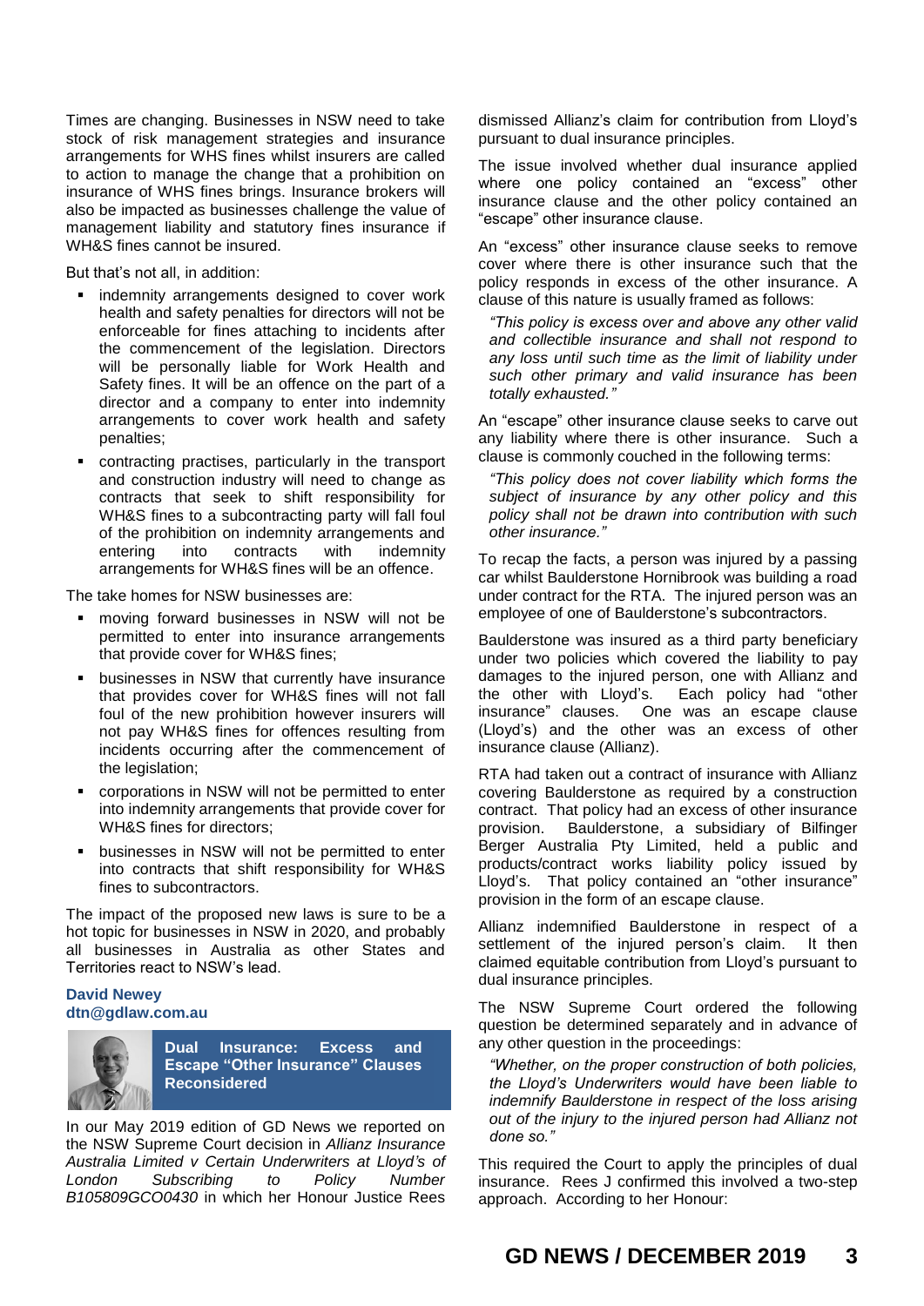Times are changing. Businesses in NSW need to take stock of risk management strategies and insurance arrangements for WHS fines whilst insurers are called to action to manage the change that a prohibition on insurance of WHS fines brings. Insurance brokers will also be impacted as businesses challenge the value of management liability and statutory fines insurance if WH&S fines cannot be insured.

But that's not all, in addition:

- indemnity arrangements designed to cover work health and safety penalties for directors will not be enforceable for fines attaching to incidents after the commencement of the legislation. Directors will be personally liable for Work Health and Safety fines. It will be an offence on the part of a director and a company to enter into indemnity arrangements to cover work health and safety penalties;
- contracting practises, particularly in the transport and construction industry will need to change as contracts that seek to shift responsibility for WH&S fines to a subcontracting party will fall foul of the prohibition on indemnity arrangements and entering into contracts with indemnity arrangements for WH&S fines will be an offence.

The take homes for NSW businesses are:

- moving forward businesses in NSW will not be permitted to enter into insurance arrangements that provide cover for WH&S fines;
- businesses in NSW that currently have insurance that provides cover for WH&S fines will not fall foul of the new prohibition however insurers will not pay WH&S fines for offences resulting from incidents occurring after the commencement of the legislation;
- corporations in NSW will not be permitted to enter into indemnity arrangements that provide cover for WH&S fines for directors;
- businesses in NSW will not be permitted to enter into contracts that shift responsibility for WH&S fines to subcontractors.

The impact of the proposed new laws is sure to be a hot topic for businesses in NSW in 2020, and probably all businesses in Australia as other States and Territories react to NSW's lead.

**David Newey**
**dtn@gdlaw.com.au**

## Dual Insurance: Excess and Escape "Other Insurance" Clauses Reconsidered

In our May 2019 edition of GD News we reported on the NSW Supreme Court decision in *Allianz Insurance Australia Limited v Certain Underwriters at Lloyd's of London Subscribing to Policy Number B105809GCO0430* in which her Honour Justice Rees dismissed Allianz's claim for contribution from Lloyd's pursuant to dual insurance principles.

The issue involved whether dual insurance applied where one policy contained an "excess" other insurance clause and the other policy contained an "escape" other insurance clause.

An "excess" other insurance clause seeks to remove cover where there is other insurance such that the policy responds in excess of the other insurance. A clause of this nature is usually framed as follows:

> *"This policy is excess over and above any other valid and collectible insurance and shall not respond to any loss until such time as the limit of liability under such other primary and valid insurance has been totally exhausted."*

An "escape" other insurance clause seeks to carve out any liability where there is other insurance. Such a clause is commonly couched in the following terms:

> *"This policy does not cover liability which forms the subject of insurance by any other policy and this policy shall not be drawn into contribution with such other insurance."*

To recap the facts, a person was injured by a passing car whilst Baulderstone Hornibrook was building a road under contract for the RTA. The injured person was an employee of one of Baulderstone's subcontractors.

Baulderstone was insured as a third party beneficiary under two policies which covered the liability to pay damages to the injured person, one with Allianz and the other with Lloyd's. Each policy had "other insurance" clauses. One was an escape clause (Lloyd's) and the other was an excess of other insurance clause (Allianz).

RTA had taken out a contract of insurance with Allianz covering Baulderstone as required by a construction contract. That policy had an excess of other insurance provision. Baulderstone, a subsidiary of Bilfinger Berger Australia Pty Limited, held a public and products/contract works liability policy issued by Lloyd's. That policy contained an "other insurance" provision in the form of an escape clause.

Allianz indemnified Baulderstone in respect of a settlement of the injured person's claim. It then claimed equitable contribution from Lloyd's pursuant to dual insurance principles.

The NSW Supreme Court ordered the following question be determined separately and in advance of any other question in the proceedings:

> *"Whether, on the proper construction of both policies, the Lloyd's Underwriters would have been liable to indemnify Baulderstone in respect of the loss arising out of the injury to the injured person had Allianz not done so."*

This required the Court to apply the principles of dual insurance. Rees J confirmed this involved a two-step approach. According to her Honour: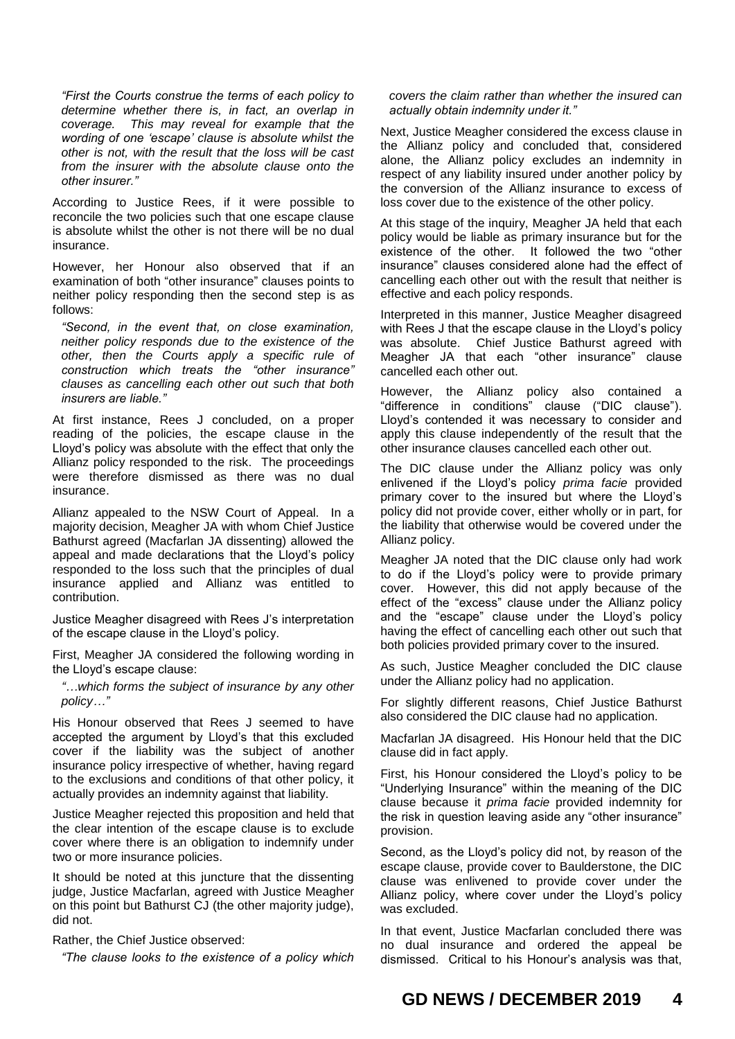*"First the Courts construe the terms of each policy to determine whether there is, in fact, an overlap in coverage. This may reveal for example that the wording of one 'escape' clause is absolute whilst the other is not, with the result that the loss will be cast from the insurer with the absolute clause onto the other insurer."*

According to Justice Rees, if it were possible to reconcile the two policies such that one escape clause is absolute whilst the other is not there will be no dual insurance.

However, her Honour also observed that if an examination of both "other insurance" clauses points to neither policy responding then the second step is as follows:

*"Second, in the event that, on close examination, neither policy responds due to the existence of the other, then the Courts apply a specific rule of construction which treats the "other insurance" clauses as cancelling each other out such that both insurers are liable."*

At first instance, Rees J concluded, on a proper reading of the policies, the escape clause in the Lloyd's policy was absolute with the effect that only the Allianz policy responded to the risk. The proceedings were therefore dismissed as there was no dual insurance.

Allianz appealed to the NSW Court of Appeal. In a majority decision, Meagher JA with whom Chief Justice Bathurst agreed (Macfarlan JA dissenting) allowed the appeal and made declarations that the Lloyd's policy responded to the loss such that the principles of dual insurance applied and Allianz was entitled to contribution.

Justice Meagher disagreed with Rees J's interpretation of the escape clause in the Lloyd's policy.

First, Meagher JA considered the following wording in the Lloyd's escape clause:

*"…which forms the subject of insurance by any other policy…"*

His Honour observed that Rees J seemed to have accepted the argument by Lloyd's that this excluded cover if the liability was the subject of another insurance policy irrespective of whether, having regard to the exclusions and conditions of that other policy, it actually provides an indemnity against that liability.

Justice Meagher rejected this proposition and held that the clear intention of the escape clause is to exclude cover where there is an obligation to indemnify under two or more insurance policies.

It should be noted at this juncture that the dissenting judge, Justice Macfarlan, agreed with Justice Meagher on this point but Bathurst CJ (the other majority judge), did not.

Rather, the Chief Justice observed:

*"The clause looks to the existence of a policy which covers the claim rather than whether the insured can actually obtain indemnity under it."*

Next, Justice Meagher considered the excess clause in the Allianz policy and concluded that, considered alone, the Allianz policy excludes an indemnity in respect of any liability insured under another policy by the conversion of the Allianz insurance to excess of loss cover due to the existence of the other policy.

At this stage of the inquiry, Meagher JA held that each policy would be liable as primary insurance but for the existence of the other. It followed the two "other insurance" clauses considered alone had the effect of cancelling each other out with the result that neither is effective and each policy responds.

Interpreted in this manner, Justice Meagher disagreed with Rees J that the escape clause in the Lloyd's policy was absolute. Chief Justice Bathurst agreed with Meagher JA that each "other insurance" clause cancelled each other out.

However, the Allianz policy also contained a "difference in conditions" clause ("DIC clause"). Lloyd's contended it was necessary to consider and apply this clause independently of the result that the other insurance clauses cancelled each other out.

The DIC clause under the Allianz policy was only enlivened if the Lloyd's policy *prima facie* provided primary cover to the insured but where the Lloyd's policy did not provide cover, either wholly or in part, for the liability that otherwise would be covered under the Allianz policy.

Meagher JA noted that the DIC clause only had work to do if the Lloyd's policy were to provide primary cover. However, this did not apply because of the effect of the "excess" clause under the Allianz policy and the "escape" clause under the Lloyd's policy having the effect of cancelling each other out such that both policies provided primary cover to the insured.

As such, Justice Meagher concluded the DIC clause under the Allianz policy had no application.

For slightly different reasons, Chief Justice Bathurst also considered the DIC clause had no application.

Macfarlan JA disagreed. His Honour held that the DIC clause did in fact apply.

First, his Honour considered the Lloyd's policy to be "Underlying Insurance" within the meaning of the DIC clause because it *prima facie* provided indemnity for the risk in question leaving aside any "other insurance" provision.

Second, as the Lloyd's policy did not, by reason of the escape clause, provide cover to Baulderstone, the DIC clause was enlivened to provide cover under the Allianz policy, where cover under the Lloyd's policy was excluded.

In that event, Justice Macfarlan concluded there was no dual insurance and ordered the appeal be dismissed. Critical to his Honour's analysis was that,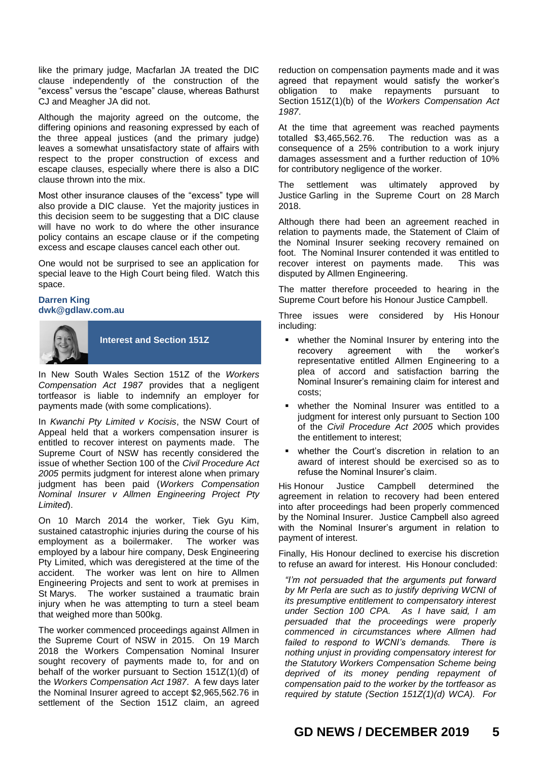like the primary judge, Macfarlan JA treated the DIC clause independently of the construction of the "excess" versus the "escape" clause, whereas Bathurst CJ and Meagher JA did not.

Although the majority agreed on the outcome, the differing opinions and reasoning expressed by each of the three appeal justices (and the primary judge) leaves a somewhat unsatisfactory state of affairs with respect to the proper construction of excess and escape clauses, especially where there is also a DIC clause thrown into the mix.

Most other insurance clauses of the "excess" type will also provide a DIC clause. Yet the majority justices in this decision seem to be suggesting that a DIC clause will have no work to do where the other insurance policy contains an escape clause or if the competing excess and escape clauses cancel each other out.

One would not be surprised to see an application for special leave to the High Court being filed. Watch this space.

**Darren King**
**dwk@gdlaw.com.au**

## Interest and Section 151Z

In New South Wales Section 151Z of the *Workers Compensation Act 1987* provides that a negligent tortfeasor is liable to indemnify an employer for payments made (with some complications).

In *Kwanchi Pty Limited v Kocisis*, the NSW Court of Appeal held that a workers compensation insurer is entitled to recover interest on payments made. The Supreme Court of NSW has recently considered the issue of whether Section 100 of the *Civil Procedure Act 2005* permits judgment for interest alone when primary judgment has been paid (*Workers Compensation Nominal Insurer v Allmen Engineering Project Pty Limited*).

On 10 March 2014 the worker, Tiek Gyu Kim, sustained catastrophic injuries during the course of his employment as a boilermaker. The worker was employed by a labour hire company, Desk Engineering Pty Limited, which was deregistered at the time of the accident. The worker was lent on hire to Allmen Engineering Projects and sent to work at premises in St Marys. The worker sustained a traumatic brain injury when he was attempting to turn a steel beam that weighed more than 500kg.

The worker commenced proceedings against Allmen in the Supreme Court of NSW in 2015. On 19 March 2018 the Workers Compensation Nominal Insurer sought recovery of payments made to, for and on behalf of the worker pursuant to Section 151Z(1)(d) of the *Workers Compensation Act 1987*. A few days later the Nominal Insurer agreed to accept $2,965,562.76 in settlement of the Section 151Z claim, an agreed reduction on compensation payments made and it was agreed that repayment would satisfy the worker's obligation to make repayments pursuant to Section 151Z(1)(b) of the *Workers Compensation Act 1987*.

At the time that agreement was reached payments totalled $3,465,562.76. The reduction was as a consequence of a 25% contribution to a work injury damages assessment and a further reduction of 10% for contributory negligence of the worker.

The settlement was ultimately approved by Justice Garling in the Supreme Court on 28 March 2018.

Although there had been an agreement reached in relation to payments made, the Statement of Claim of the Nominal Insurer seeking recovery remained on foot. The Nominal Insurer contended it was entitled to recover interest on payments made. This was disputed by Allmen Engineering.

The matter therefore proceeded to hearing in the Supreme Court before his Honour Justice Campbell.

Three issues were considered by His Honour including:

- whether the Nominal Insurer by entering into the recovery agreement with the worker's representative entitled Allmen Engineering to a plea of accord and satisfaction barring the Nominal Insurer's remaining claim for interest and costs;
- whether the Nominal Insurer was entitled to a judgment for interest only pursuant to Section 100 of the *Civil Procedure Act 2005* which provides the entitlement to interest;
- whether the Court's discretion in relation to an award of interest should be exercised so as to refuse the Nominal Insurer's claim.

His Honour Justice Campbell determined the agreement in relation to recovery had been entered into after proceedings had been properly commenced by the Nominal Insurer. Justice Campbell also agreed with the Nominal Insurer's argument in relation to payment of interest.

Finally, His Honour declined to exercise his discretion to refuse an award for interest. His Honour concluded:

*"I'm not persuaded that the arguments put forward by Mr Perla are such as to justify depriving WCNI of its presumptive entitlement to compensatory interest under Section 100 CPA. As I have said, I am persuaded that the proceedings were properly commenced in circumstances where Allmen had failed to respond to WCNI's demands. There is nothing unjust in providing compensatory interest for the Statutory Workers Compensation Scheme being deprived of its money pending repayment of compensation paid to the worker by the tortfeasor as required by statute (Section 151Z(1)(d) WCA). For*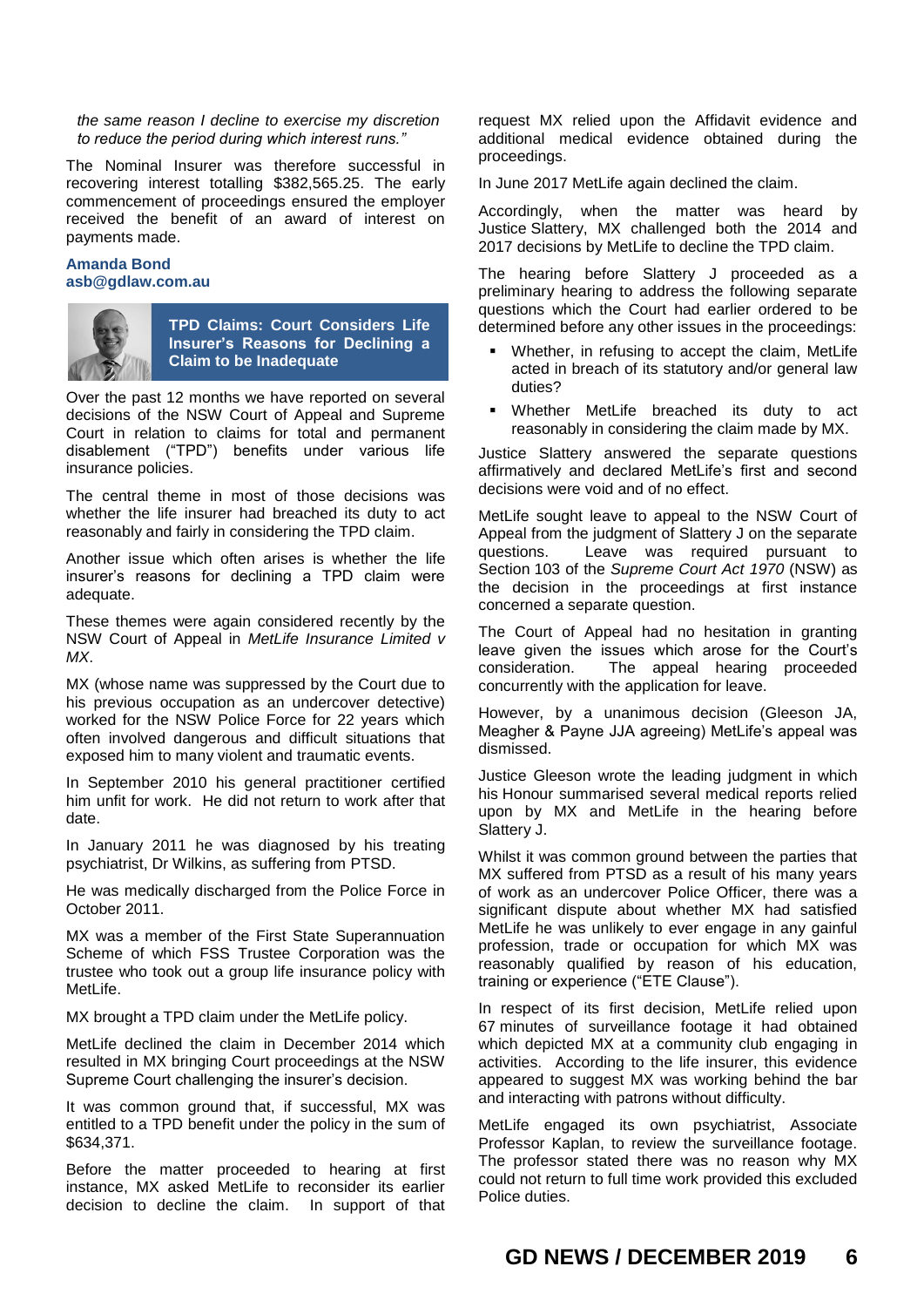*the same reason I decline to exercise my discretion to reduce the period during which interest runs."*

The Nominal Insurer was therefore successful in recovering interest totalling $382,565.25. The early commencement of proceedings ensured the employer received the benefit of an award of interest on payments made.

**Amanda Bond**
**asb@gdlaw.com.au**

## TPD Claims: Court Considers Life Insurer's Reasons for Declining a Claim to be Inadequate

Over the past 12 months we have reported on several decisions of the NSW Court of Appeal and Supreme Court in relation to claims for total and permanent disablement ("TPD") benefits under various life insurance policies.

The central theme in most of those decisions was whether the life insurer had breached its duty to act reasonably and fairly in considering the TPD claim.

Another issue which often arises is whether the life insurer's reasons for declining a TPD claim were adequate.

These themes were again considered recently by the NSW Court of Appeal in *MetLife Insurance Limited v MX*.

MX (whose name was suppressed by the Court due to his previous occupation as an undercover detective) worked for the NSW Police Force for 22 years which often involved dangerous and difficult situations that exposed him to many violent and traumatic events.

In September 2010 his general practitioner certified him unfit for work. He did not return to work after that date.

In January 2011 he was diagnosed by his treating psychiatrist, Dr Wilkins, as suffering from PTSD.

He was medically discharged from the Police Force in October 2011.

MX was a member of the First State Superannuation Scheme of which FSS Trustee Corporation was the trustee who took out a group life insurance policy with MetLife.

MX brought a TPD claim under the MetLife policy.

MetLife declined the claim in December 2014 which resulted in MX bringing Court proceedings at the NSW Supreme Court challenging the insurer's decision.

It was common ground that, if successful, MX was entitled to a TPD benefit under the policy in the sum of $634,371.

Before the matter proceeded to hearing at first instance, MX asked MetLife to reconsider its earlier decision to decline the claim. In support of that request MX relied upon the Affidavit evidence and additional medical evidence obtained during the proceedings.

In June 2017 MetLife again declined the claim.

Accordingly, when the matter was heard by Justice Slattery, MX challenged both the 2014 and 2017 decisions by MetLife to decline the TPD claim.

The hearing before Slattery J proceeded as a preliminary hearing to address the following separate questions which the Court had earlier ordered to be determined before any other issues in the proceedings:

- Whether, in refusing to accept the claim, MetLife acted in breach of its statutory and/or general law duties?
- Whether MetLife breached its duty to act reasonably in considering the claim made by MX.

Justice Slattery answered the separate questions affirmatively and declared MetLife's first and second decisions were void and of no effect.

MetLife sought leave to appeal to the NSW Court of Appeal from the judgment of Slattery J on the separate questions. Leave was required pursuant to Section 103 of the *Supreme Court Act 1970* (NSW) as the decision in the proceedings at first instance concerned a separate question.

The Court of Appeal had no hesitation in granting leave given the issues which arose for the Court's consideration. The appeal hearing proceeded concurrently with the application for leave.

However, by a unanimous decision (Gleeson JA, Meagher & Payne JJA agreeing) MetLife's appeal was dismissed.

Justice Gleeson wrote the leading judgment in which his Honour summarised several medical reports relied upon by MX and MetLife in the hearing before Slattery J.

Whilst it was common ground between the parties that MX suffered from PTSD as a result of his many years of work as an undercover Police Officer, there was a significant dispute about whether MX had satisfied MetLife he was unlikely to ever engage in any gainful profession, trade or occupation for which MX was reasonably qualified by reason of his education, training or experience ("ETE Clause").

In respect of its first decision, MetLife relied upon 67 minutes of surveillance footage it had obtained which depicted MX at a community club engaging in activities. According to the life insurer, this evidence appeared to suggest MX was working behind the bar and interacting with patrons without difficulty.

MetLife engaged its own psychiatrist, Associate Professor Kaplan, to review the surveillance footage. The professor stated there was no reason why MX could not return to full time work provided this excluded Police duties.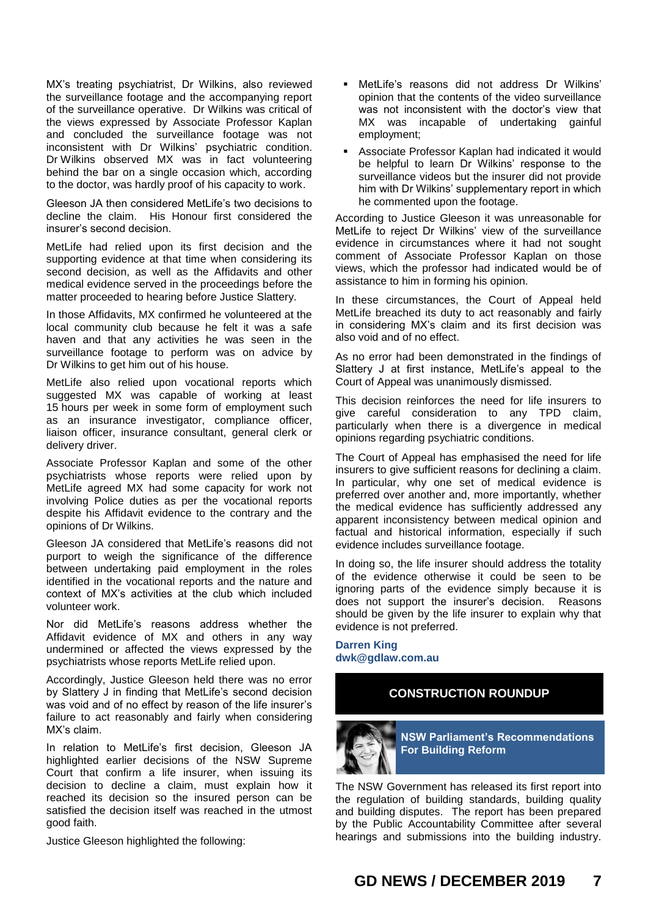MX's treating psychiatrist, Dr Wilkins, also reviewed the surveillance footage and the accompanying report of the surveillance operative. Dr Wilkins was critical of the views expressed by Associate Professor Kaplan and concluded the surveillance footage was not inconsistent with Dr Wilkins' psychiatric condition. Dr Wilkins observed MX was in fact volunteering behind the bar on a single occasion which, according to the doctor, was hardly proof of his capacity to work.

Gleeson JA then considered MetLife's two decisions to decline the claim. His Honour first considered the insurer's second decision.

MetLife had relied upon its first decision and the supporting evidence at that time when considering its second decision, as well as the Affidavits and other medical evidence served in the proceedings before the matter proceeded to hearing before Justice Slattery.

In those Affidavits, MX confirmed he volunteered at the local community club because he felt it was a safe haven and that any activities he was seen in the surveillance footage to perform was on advice by Dr Wilkins to get him out of his house.

MetLife also relied upon vocational reports which suggested MX was capable of working at least 15 hours per week in some form of employment such as an insurance investigator, compliance officer, liaison officer, insurance consultant, general clerk or delivery driver.

Associate Professor Kaplan and some of the other psychiatrists whose reports were relied upon by MetLife agreed MX had some capacity for work not involving Police duties as per the vocational reports despite his Affidavit evidence to the contrary and the opinions of Dr Wilkins.

Gleeson JA considered that MetLife's reasons did not purport to weigh the significance of the difference between undertaking paid employment in the roles identified in the vocational reports and the nature and context of MX's activities at the club which included volunteer work.

Nor did MetLife's reasons address whether the Affidavit evidence of MX and others in any way undermined or affected the views expressed by the psychiatrists whose reports MetLife relied upon.

Accordingly, Justice Gleeson held there was no error by Slattery J in finding that MetLife's second decision was void and of no effect by reason of the life insurer's failure to act reasonably and fairly when considering MX's claim.

In relation to MetLife's first decision, Gleeson JA highlighted earlier decisions of the NSW Supreme Court that confirm a life insurer, when issuing its decision to decline a claim, must explain how it reached its decision so the insured person can be satisfied the decision itself was reached in the utmost good faith.

Justice Gleeson highlighted the following:

- MetLife's reasons did not address Dr Wilkins' opinion that the contents of the video surveillance was not inconsistent with the doctor's view that MX was incapable of undertaking gainful employment;
- Associate Professor Kaplan had indicated it would be helpful to learn Dr Wilkins' response to the surveillance videos but the insurer did not provide him with Dr Wilkins' supplementary report in which he commented upon the footage.

According to Justice Gleeson it was unreasonable for MetLife to reject Dr Wilkins' view of the surveillance evidence in circumstances where it had not sought comment of Associate Professor Kaplan on those views, which the professor had indicated would be of assistance to him in forming his opinion.

In these circumstances, the Court of Appeal held MetLife breached its duty to act reasonably and fairly in considering MX's claim and its first decision was also void and of no effect.

As no error had been demonstrated in the findings of Slattery J at first instance, MetLife's appeal to the Court of Appeal was unanimously dismissed.

This decision reinforces the need for life insurers to give careful consideration to any TPD claim, particularly when there is a divergence in medical opinions regarding psychiatric conditions.

The Court of Appeal has emphasised the need for life insurers to give sufficient reasons for declining a claim. In particular, why one set of medical evidence is preferred over another and, more importantly, whether the medical evidence has sufficiently addressed any apparent inconsistency between medical opinion and factual and historical information, especially if such evidence includes surveillance footage.

In doing so, the life insurer should address the totality of the evidence otherwise it could be seen to be ignoring parts of the evidence simply because it is does not support the insurer's decision. Reasons should be given by the life insurer to explain why that evidence is not preferred.

**Darren King**
**dwk@gdlaw.com.au**

## CONSTRUCTION ROUNDUP

### NSW Parliament's Recommendations For Building Reform

The NSW Government has released its first report into the regulation of building standards, building quality and building disputes. The report has been prepared by the Public Accountability Committee after several hearings and submissions into the building industry.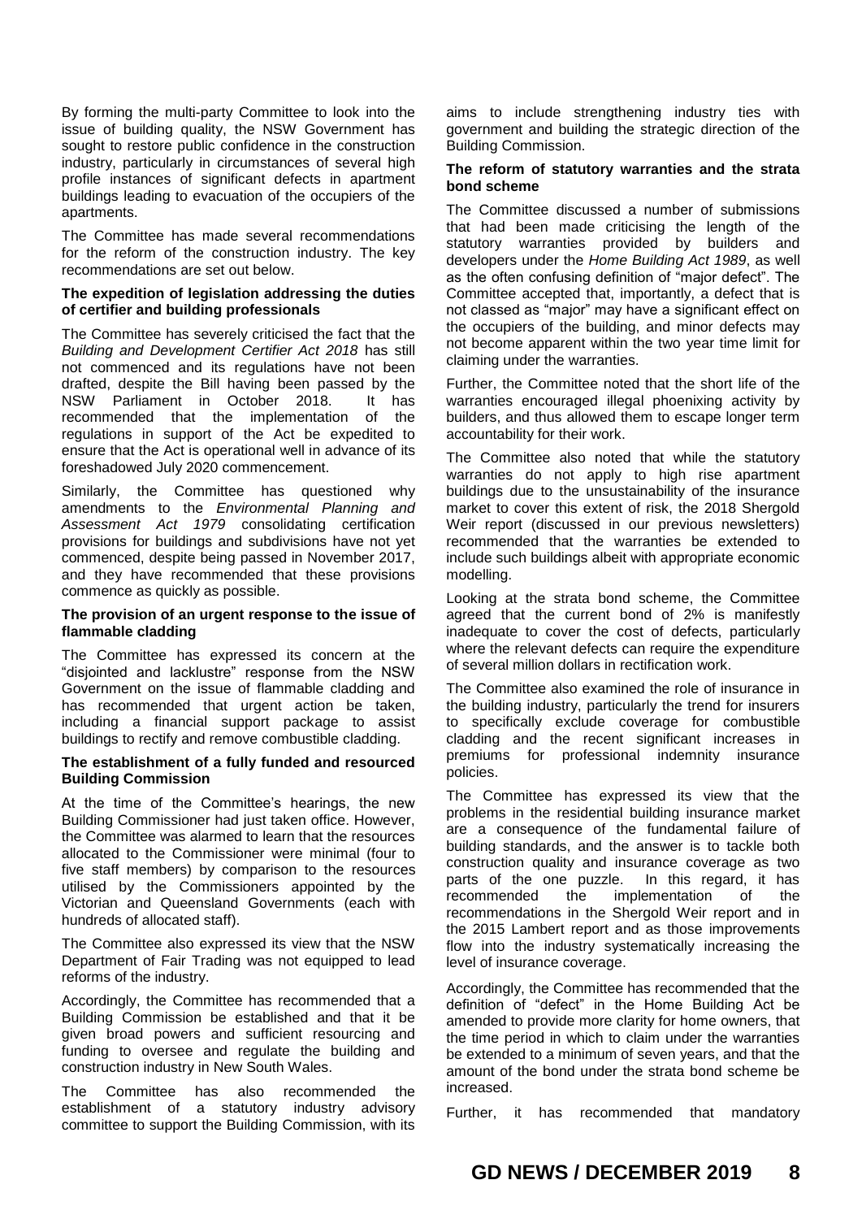By forming the multi-party Committee to look into the issue of building quality, the NSW Government has sought to restore public confidence in the construction industry, particularly in circumstances of several high profile instances of significant defects in apartment buildings leading to evacuation of the occupiers of the apartments.

The Committee has made several recommendations for the reform of the construction industry. The key recommendations are set out below.

**The expedition of legislation addressing the duties of certifier and building professionals**

The Committee has severely criticised the fact that the *Building and Development Certifier Act 2018* has still not commenced and its regulations have not been drafted, despite the Bill having been passed by the NSW Parliament in October 2018. It has recommended that the implementation of the regulations in support of the Act be expedited to ensure that the Act is operational well in advance of its foreshadowed July 2020 commencement.

Similarly, the Committee has questioned why amendments to the *Environmental Planning and Assessment Act 1979* consolidating certification provisions for buildings and subdivisions have not yet commenced, despite being passed in November 2017, and they have recommended that these provisions commence as quickly as possible.

**The provision of an urgent response to the issue of flammable cladding**

The Committee has expressed its concern at the "disjointed and lacklustre" response from the NSW Government on the issue of flammable cladding and has recommended that urgent action be taken, including a financial support package to assist buildings to rectify and remove combustible cladding.

**The establishment of a fully funded and resourced Building Commission**

At the time of the Committee's hearings, the new Building Commissioner had just taken office. However, the Committee was alarmed to learn that the resources allocated to the Commissioner were minimal (four to five staff members) by comparison to the resources utilised by the Commissioners appointed by the Victorian and Queensland Governments (each with hundreds of allocated staff).

The Committee also expressed its view that the NSW Department of Fair Trading was not equipped to lead reforms of the industry.

Accordingly, the Committee has recommended that a Building Commission be established and that it be given broad powers and sufficient resourcing and funding to oversee and regulate the building and construction industry in New South Wales.

The Committee has also recommended the establishment of a statutory industry advisory committee to support the Building Commission, with its aims to include strengthening industry ties with government and building the strategic direction of the Building Commission.

**The reform of statutory warranties and the strata bond scheme**

The Committee discussed a number of submissions that had been made criticising the length of the statutory warranties provided by builders and developers under the *Home Building Act 1989*, as well as the often confusing definition of "major defect". The Committee accepted that, importantly, a defect that is not classed as "major" may have a significant effect on the occupiers of the building, and minor defects may not become apparent within the two year time limit for claiming under the warranties.

Further, the Committee noted that the short life of the warranties encouraged illegal phoenixing activity by builders, and thus allowed them to escape longer term accountability for their work.

The Committee also noted that while the statutory warranties do not apply to high rise apartment buildings due to the unsustainability of the insurance market to cover this extent of risk, the 2018 Shergold Weir report (discussed in our previous newsletters) recommended that the warranties be extended to include such buildings albeit with appropriate economic modelling.

Looking at the strata bond scheme, the Committee agreed that the current bond of 2% is manifestly inadequate to cover the cost of defects, particularly where the relevant defects can require the expenditure of several million dollars in rectification work.

The Committee also examined the role of insurance in the building industry, particularly the trend for insurers to specifically exclude coverage for combustible cladding and the recent significant increases in premiums for professional indemnity insurance policies.

The Committee has expressed its view that the problems in the residential building insurance market are a consequence of the fundamental failure of building standards, and the answer is to tackle both construction quality and insurance coverage as two parts of the one puzzle. In this regard, it has recommended the implementation of the recommendations in the Shergold Weir report and in the 2015 Lambert report and as those improvements flow into the industry systematically increasing the level of insurance coverage.

Accordingly, the Committee has recommended that the definition of "defect" in the Home Building Act be amended to provide more clarity for home owners, that the time period in which to claim under the warranties be extended to a minimum of seven years, and that the amount of the bond under the strata bond scheme be increased.

Further, it has recommended that mandatory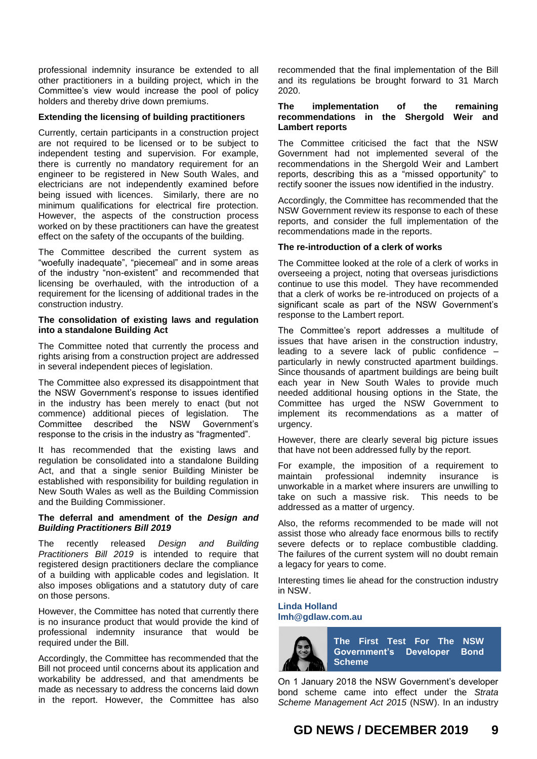professional indemnity insurance be extended to all other practitioners in a building project, which in the Committee's view would increase the pool of policy holders and thereby drive down premiums.

**Extending the licensing of building practitioners**

Currently, certain participants in a construction project are not required to be licensed or to be subject to independent testing and supervision. For example, there is currently no mandatory requirement for an engineer to be registered in New South Wales, and electricians are not independently examined before being issued with licences. Similarly, there are no minimum qualifications for electrical fire protection. However, the aspects of the construction process worked on by these practitioners can have the greatest effect on the safety of the occupants of the building.

The Committee described the current system as "woefully inadequate", "piecemeal" and in some areas of the industry "non-existent" and recommended that licensing be overhauled, with the introduction of a requirement for the licensing of additional trades in the construction industry.

**The consolidation of existing laws and regulation into a standalone Building Act**

The Committee noted that currently the process and rights arising from a construction project are addressed in several independent pieces of legislation.

The Committee also expressed its disappointment that the NSW Government's response to issues identified in the industry has been merely to enact (but not commence) additional pieces of legislation. The Committee described the NSW Government's response to the crisis in the industry as "fragmented".

It has recommended that the existing laws and regulation be consolidated into a standalone Building Act, and that a single senior Building Minister be established with responsibility for building regulation in New South Wales as well as the Building Commission and the Building Commissioner.

**The deferral and amendment of the *Design and Building Practitioners Bill 2019***

The recently released *Design and Building Practitioners Bill 2019* is intended to require that registered design practitioners declare the compliance of a building with applicable codes and legislation. It also imposes obligations and a statutory duty of care on those persons.

However, the Committee has noted that currently there is no insurance product that would provide the kind of professional indemnity insurance that would be required under the Bill.

Accordingly, the Committee has recommended that the Bill not proceed until concerns about its application and workability be addressed, and that amendments be made as necessary to address the concerns laid down in the report. However, the Committee has also recommended that the final implementation of the Bill and its regulations be brought forward to 31 March 2020.

**The implementation of the remaining recommendations in the Shergold Weir and Lambert reports**

The Committee criticised the fact that the NSW Government had not implemented several of the recommendations in the Shergold Weir and Lambert reports, describing this as a "missed opportunity" to rectify sooner the issues now identified in the industry.

Accordingly, the Committee has recommended that the NSW Government review its response to each of these reports, and consider the full implementation of the recommendations made in the reports.

**The re-introduction of a clerk of works**

The Committee looked at the role of a clerk of works in overseeing a project, noting that overseas jurisdictions continue to use this model. They have recommended that a clerk of works be re-introduced on projects of a significant scale as part of the NSW Government's response to the Lambert report.

The Committee's report addresses a multitude of issues that have arisen in the construction industry, leading to a severe lack of public confidence – particularly in newly constructed apartment buildings. Since thousands of apartment buildings are being built each year in New South Wales to provide much needed additional housing options in the State, the Committee has urged the NSW Government to implement its recommendations as a matter of urgency.

However, there are clearly several big picture issues that have not been addressed fully by the report.

For example, the imposition of a requirement to maintain professional indemnity insurance is unworkable in a market where insurers are unwilling to take on such a massive risk. This needs to be addressed as a matter of urgency.

Also, the reforms recommended to be made will not assist those who already face enormous bills to rectify severe defects or to replace combustible cladding. The failures of the current system will no doubt remain a legacy for years to come.

Interesting times lie ahead for the construction industry in NSW.

**Linda Holland**
**lmh@gdlaw.com.au**

## The First Test For The NSW Government's Developer Bond Scheme

On 1 January 2018 the NSW Government's developer bond scheme came into effect under the *Strata Scheme Management Act 2015* (NSW). In an industry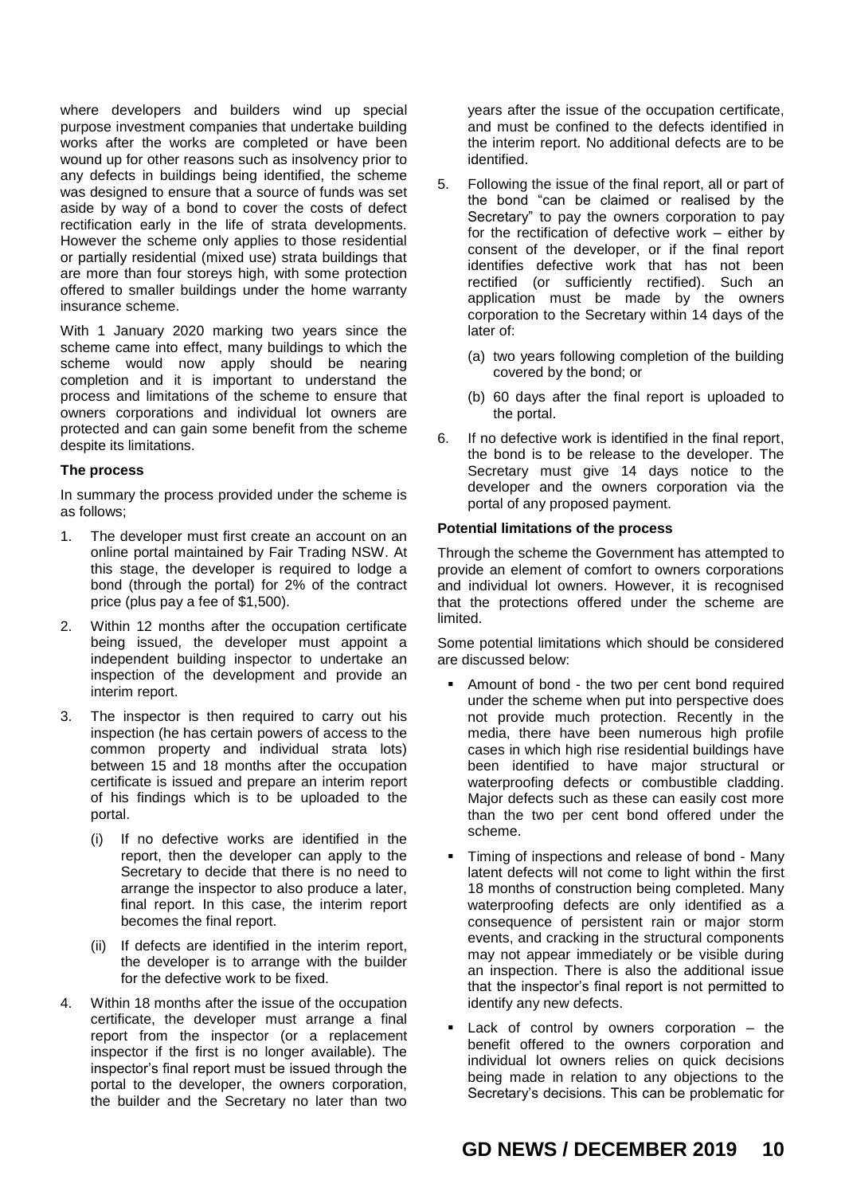where developers and builders wind up special purpose investment companies that undertake building works after the works are completed or have been wound up for other reasons such as insolvency prior to any defects in buildings being identified, the scheme was designed to ensure that a source of funds was set aside by way of a bond to cover the costs of defect rectification early in the life of strata developments. However the scheme only applies to those residential or partially residential (mixed use) strata buildings that are more than four storeys high, with some protection offered to smaller buildings under the home warranty insurance scheme.

With 1 January 2020 marking two years since the scheme came into effect, many buildings to which the scheme would now apply should be nearing completion and it is important to understand the process and limitations of the scheme to ensure that owners corporations and individual lot owners are protected and can gain some benefit from the scheme despite its limitations.

**The process**

In summary the process provided under the scheme is as follows;

1. The developer must first create an account on an online portal maintained by Fair Trading NSW. At this stage, the developer is required to lodge a bond (through the portal) for 2% of the contract price (plus pay a fee of $1,500).
2. Within 12 months after the occupation certificate being issued, the developer must appoint a independent building inspector to undertake an inspection of the development and provide an interim report.
3. The inspector is then required to carry out his inspection (he has certain powers of access to the common property and individual strata lots) between 15 and 18 months after the occupation certificate is issued and prepare an interim report of his findings which is to be uploaded to the portal.
   (i) If no defective works are identified in the report, then the developer can apply to the Secretary to decide that there is no need to arrange the inspector to also produce a later, final report. In this case, the interim report becomes the final report.
   (ii) If defects are identified in the interim report, the developer is to arrange with the builder for the defective work to be fixed.
4. Within 18 months after the issue of the occupation certificate, the developer must arrange a final report from the inspector (or a replacement inspector if the first is no longer available). The inspector's final report must be issued through the portal to the developer, the owners corporation, the builder and the Secretary no later than two years after the issue of the occupation certificate, and must be confined to the defects identified in the interim report. No additional defects are to be identified.
5. Following the issue of the final report, all or part of the bond "can be claimed or realised by the Secretary" to pay the owners corporation to pay for the rectification of defective work – either by consent of the developer, or if the final report identifies defective work that has not been rectified (or sufficiently rectified). Such an application must be made by the owners corporation to the Secretary within 14 days of the later of:
   (a) two years following completion of the building covered by the bond; or
   (b) 60 days after the final report is uploaded to the portal.
6. If no defective work is identified in the final report, the bond is to be release to the developer. The Secretary must give 14 days notice to the developer and the owners corporation via the portal of any proposed payment.

**Potential limitations of the process**

Through the scheme the Government has attempted to provide an element of comfort to owners corporations and individual lot owners. However, it is recognised that the protections offered under the scheme are limited.

Some potential limitations which should be considered are discussed below:

- Amount of bond - the two per cent bond required under the scheme when put into perspective does not provide much protection. Recently in the media, there have been numerous high profile cases in which high rise residential buildings have been identified to have major structural or waterproofing defects or combustible cladding. Major defects such as these can easily cost more than the two per cent bond offered under the scheme.
- Timing of inspections and release of bond - Many latent defects will not come to light within the first 18 months of construction being completed. Many waterproofing defects are only identified as a consequence of persistent rain or major storm events, and cracking in the structural components may not appear immediately or be visible during an inspection. There is also the additional issue that the inspector's final report is not permitted to identify any new defects.
- Lack of control by owners corporation – the benefit offered to the owners corporation and individual lot owners relies on quick decisions being made in relation to any objections to the Secretary's decisions. This can be problematic for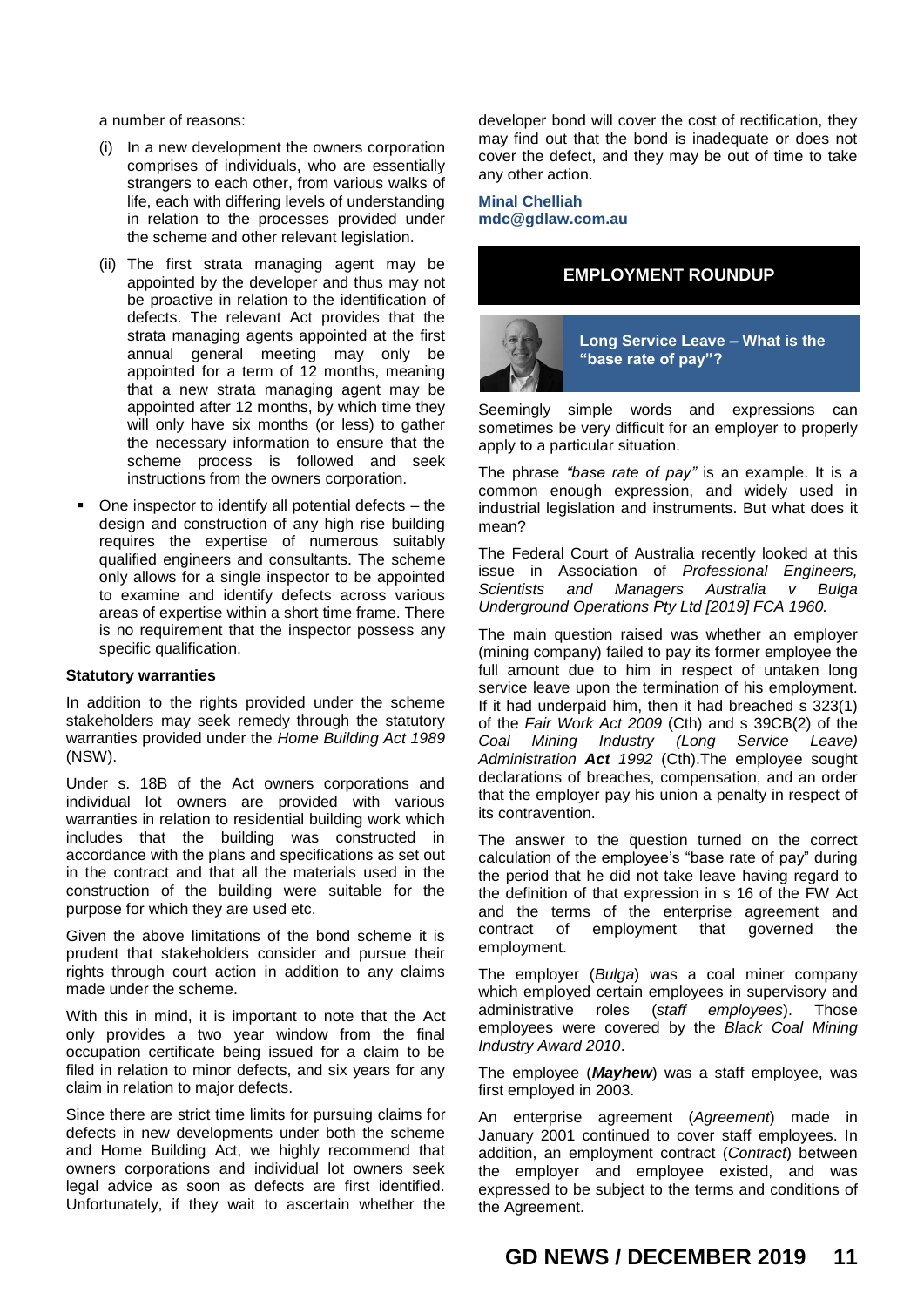a number of reasons:

(i) In a new development the owners corporation comprises of individuals, who are essentially strangers to each other, from various walks of life, each with differing levels of understanding in relation to the processes provided under the scheme and other relevant legislation.

(ii) The first strata managing agent may be appointed by the developer and thus may not be proactive in relation to the identification of defects. The relevant Act provides that the strata managing agents appointed at the first annual general meeting may only be appointed for a term of 12 months, meaning that a new strata managing agent may be appointed after 12 months, by which time they will only have six months (or less) to gather the necessary information to ensure that the scheme process is followed and seek instructions from the owners corporation.

- One inspector to identify all potential defects – the design and construction of any high rise building requires the expertise of numerous suitably qualified engineers and consultants. The scheme only allows for a single inspector to be appointed to examine and identify defects across various areas of expertise within a short time frame. There is no requirement that the inspector possess any specific qualification.

**Statutory warranties**

In addition to the rights provided under the scheme stakeholders may seek remedy through the statutory warranties provided under the *Home Building Act 1989* (NSW).

Under s. 18B of the Act owners corporations and individual lot owners are provided with various warranties in relation to residential building work which includes that the building was constructed in accordance with the plans and specifications as set out in the contract and that all the materials used in the construction of the building were suitable for the purpose for which they are used etc.

Given the above limitations of the bond scheme it is prudent that stakeholders consider and pursue their rights through court action in addition to any claims made under the scheme.

With this in mind, it is important to note that the Act only provides a two year window from the final occupation certificate being issued for a claim to be filed in relation to minor defects, and six years for any claim in relation to major defects.

Since there are strict time limits for pursuing claims for defects in new developments under both the scheme and Home Building Act, we highly recommend that owners corporations and individual lot owners seek legal advice as soon as defects are first identified. Unfortunately, if they wait to ascertain whether the developer bond will cover the cost of rectification, they may find out that the bond is inadequate or does not cover the defect, and they may be out of time to take any other action.

**Minal Chelliah**
**mdc@gdlaw.com.au**

## EMPLOYMENT ROUNDUP

### Long Service Leave – What is the "base rate of pay"?

Seemingly simple words and expressions can sometimes be very difficult for an employer to properly apply to a particular situation.

The phrase *"base rate of pay"* is an example. It is a common enough expression, and widely used in industrial legislation and instruments. But what does it mean?

The Federal Court of Australia recently looked at this issue in Association of *Professional Engineers, Scientists and Managers Australia v Bulga Underground Operations Pty Ltd [2019] FCA 1960.*

The main question raised was whether an employer (mining company) failed to pay its former employee the full amount due to him in respect of untaken long service leave upon the termination of his employment. If it had underpaid him, then it had breached s 323(1) of the *Fair Work Act 2009* (Cth) and s 39CB(2) of the *Coal Mining Industry (Long Service Leave) Administration **Act** 1992* (Cth).The employee sought declarations of breaches, compensation, and an order that the employer pay his union a penalty in respect of its contravention.

The answer to the question turned on the correct calculation of the employee's "base rate of pay" during the period that he did not take leave having regard to the definition of that expression in s 16 of the FW Act and the terms of the enterprise agreement and contract of employment that governed the employment.

The employer (*Bulga*) was a coal miner company which employed certain employees in supervisory and administrative roles (*staff employees*). Those employees were covered by the *Black Coal Mining Industry Award 2010*.

The employee (***Mayhew***) was a staff employee, was first employed in 2003.

An enterprise agreement (*Agreement*) made in January 2001 continued to cover staff employees. In addition, an employment contract (*Contract*) between the employer and employee existed, and was expressed to be subject to the terms and conditions of the Agreement.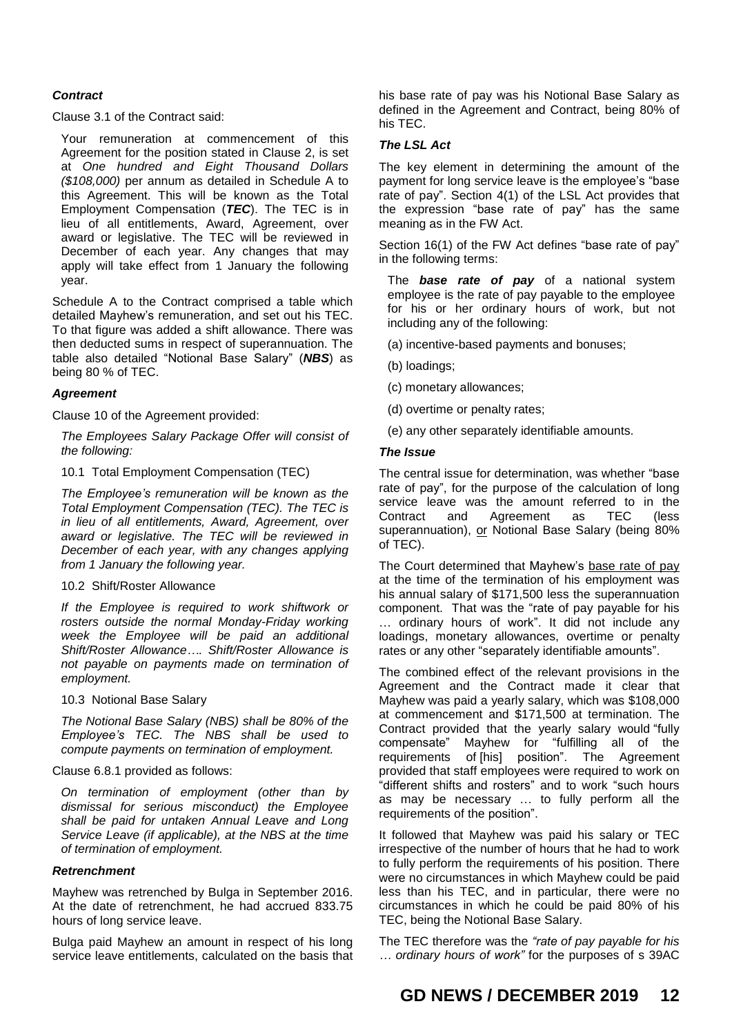### *Contract*

Clause 3.1 of the Contract said:

> Your remuneration at commencement of this Agreement for the position stated in Clause 2, is set at *One hundred and Eight Thousand Dollars ($108,000)* per annum as detailed in Schedule A to this Agreement. This will be known as the Total Employment Compensation (***TEC***). The TEC is in lieu of all entitlements, Award, Agreement, over award or legislative. The TEC will be reviewed in December of each year. Any changes that may apply will take effect from 1 January the following year.

Schedule A to the Contract comprised a table which detailed Mayhew's remuneration, and set out his TEC. To that figure was added a shift allowance. There was then deducted sums in respect of superannuation. The table also detailed "Notional Base Salary" (***NBS***) as being 80 % of TEC.

### *Agreement*

Clause 10 of the Agreement provided:

> *The Employees Salary Package Offer will consist of the following:*
>
> 10.1 Total Employment Compensation (TEC)
>
> *The Employee's remuneration will be known as the Total Employment Compensation (TEC). The TEC is in lieu of all entitlements, Award, Agreement, over award or legislative. The TEC will be reviewed in December of each year, with any changes applying from 1 January the following year.*
>
> 10.2 Shift/Roster Allowance
>
> *If the Employee is required to work shiftwork or rosters outside the normal Monday-Friday working week the Employee will be paid an additional Shift/Roster Allowance…. Shift/Roster Allowance is not payable on payments made on termination of employment.*
>
> 10.3 Notional Base Salary
>
> *The Notional Base Salary (NBS) shall be 80% of the Employee's TEC. The NBS shall be used to compute payments on termination of employment.*

Clause 6.8.1 provided as follows:

> *On termination of employment (other than by dismissal for serious misconduct) the Employee shall be paid for untaken Annual Leave and Long Service Leave (if applicable), at the NBS at the time of termination of employment.*

### *Retrenchment*

Mayhew was retrenched by Bulga in September 2016. At the date of retrenchment, he had accrued 833.75 hours of long service leave.

Bulga paid Mayhew an amount in respect of his long service leave entitlements, calculated on the basis that his base rate of pay was his Notional Base Salary as defined in the Agreement and Contract, being 80% of his TEC.

### *The LSL Act*

The key element in determining the amount of the payment for long service leave is the employee's "base rate of pay". Section 4(1) of the LSL Act provides that the expression "base rate of pay" has the same meaning as in the FW Act.

Section 16(1) of the FW Act defines "base rate of pay" in the following terms:

> The ***base rate of pay*** of a national system employee is the rate of pay payable to the employee for his or her ordinary hours of work, but not including any of the following:
>
> (a) incentive-based payments and bonuses;
>
> (b) loadings;
>
> (c) monetary allowances;
>
> (d) overtime or penalty rates;
>
> (e) any other separately identifiable amounts.

### *The Issue*

The central issue for determination, was whether "base rate of pay", for the purpose of the calculation of long service leave was the amount referred to in the Contract and Agreement as TEC (less superannuation), or Notional Base Salary (being 80% of TEC).

The Court determined that Mayhew's base rate of pay at the time of the termination of his employment was his annual salary of $171,500 less the superannuation component. That was the "rate of pay payable for his … ordinary hours of work". It did not include any loadings, monetary allowances, overtime or penalty rates or any other "separately identifiable amounts".

The combined effect of the relevant provisions in the Agreement and the Contract made it clear that Mayhew was paid a yearly salary, which was $108,000 at commencement and $171,500 at termination. The Contract provided that the yearly salary would "fully compensate" Mayhew for "fulfilling all of the requirements of [his] position". The Agreement provided that staff employees were required to work on "different shifts and rosters" and to work "such hours as may be necessary … to fully perform all the requirements of the position".

It followed that Mayhew was paid his salary or TEC irrespective of the number of hours that he had to work to fully perform the requirements of his position. There were no circumstances in which Mayhew could be paid less than his TEC, and in particular, there were no circumstances in which he could be paid 80% of his TEC, being the Notional Base Salary.

The TEC therefore was the *"rate of pay payable for his … ordinary hours of work"* for the purposes of s 39AC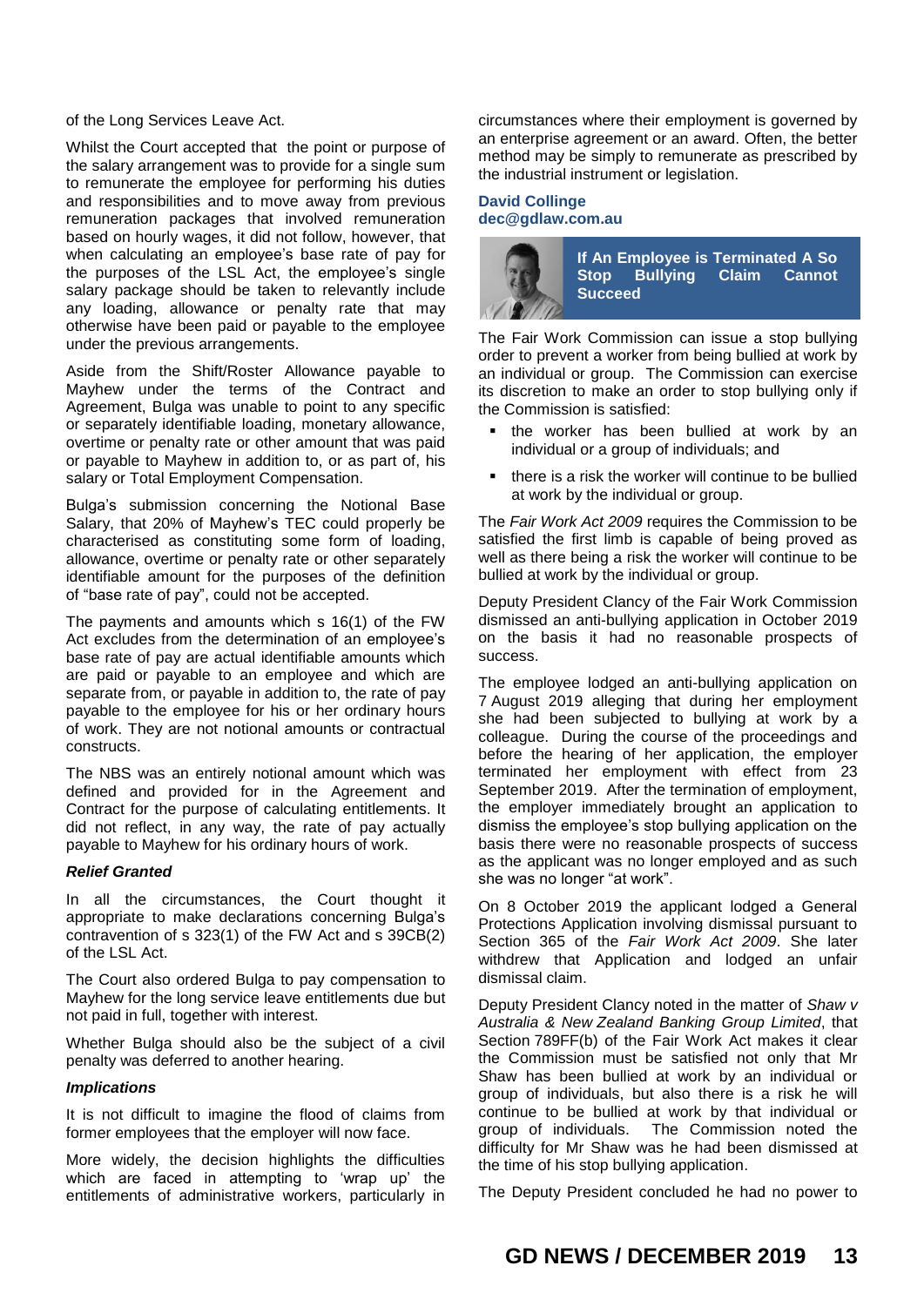of the Long Services Leave Act.

Whilst the Court accepted that the point or purpose of the salary arrangement was to provide for a single sum to remunerate the employee for performing his duties and responsibilities and to move away from previous remuneration packages that involved remuneration based on hourly wages, it did not follow, however, that when calculating an employee's base rate of pay for the purposes of the LSL Act, the employee's single salary package should be taken to relevantly include any loading, allowance or penalty rate that may otherwise have been paid or payable to the employee under the previous arrangements.

Aside from the Shift/Roster Allowance payable to Mayhew under the terms of the Contract and Agreement, Bulga was unable to point to any specific or separately identifiable loading, monetary allowance, overtime or penalty rate or other amount that was paid or payable to Mayhew in addition to, or as part of, his salary or Total Employment Compensation.

Bulga's submission concerning the Notional Base Salary, that 20% of Mayhew's TEC could properly be characterised as constituting some form of loading, allowance, overtime or penalty rate or other separately identifiable amount for the purposes of the definition of "base rate of pay", could not be accepted.

The payments and amounts which s 16(1) of the FW Act excludes from the determination of an employee's base rate of pay are actual identifiable amounts which are paid or payable to an employee and which are separate from, or payable in addition to, the rate of pay payable to the employee for his or her ordinary hours of work. They are not notional amounts or contractual constructs.

The NBS was an entirely notional amount which was defined and provided for in the Agreement and Contract for the purpose of calculating entitlements. It did not reflect, in any way, the rate of pay actually payable to Mayhew for his ordinary hours of work.

***Relief Granted***

In all the circumstances, the Court thought it appropriate to make declarations concerning Bulga's contravention of s 323(1) of the FW Act and s 39CB(2) of the LSL Act.

The Court also ordered Bulga to pay compensation to Mayhew for the long service leave entitlements due but not paid in full, together with interest.

Whether Bulga should also be the subject of a civil penalty was deferred to another hearing.

***Implications***

It is not difficult to imagine the flood of claims from former employees that the employer will now face.

More widely, the decision highlights the difficulties which are faced in attempting to 'wrap up' the entitlements of administrative workers, particularly in circumstances where their employment is governed by an enterprise agreement or an award. Often, the better method may be simply to remunerate as prescribed by the industrial instrument or legislation.

**David Collinge**
**dec@gdlaw.com.au**

## If An Employee is Terminated A So Stop Bullying Claim Cannot Succeed

The Fair Work Commission can issue a stop bullying order to prevent a worker from being bullied at work by an individual or group. The Commission can exercise its discretion to make an order to stop bullying only if the Commission is satisfied:

- the worker has been bullied at work by an individual or a group of individuals; and
- there is a risk the worker will continue to be bullied at work by the individual or group.

The *Fair Work Act 2009* requires the Commission to be satisfied the first limb is capable of being proved as well as there being a risk the worker will continue to be bullied at work by the individual or group.

Deputy President Clancy of the Fair Work Commission dismissed an anti-bullying application in October 2019 on the basis it had no reasonable prospects of success.

The employee lodged an anti-bullying application on 7 August 2019 alleging that during her employment she had been subjected to bullying at work by a colleague. During the course of the proceedings and before the hearing of her application, the employer terminated her employment with effect from 23 September 2019. After the termination of employment, the employer immediately brought an application to dismiss the employee's stop bullying application on the basis there were no reasonable prospects of success as the applicant was no longer employed and as such she was no longer "at work".

On 8 October 2019 the applicant lodged a General Protections Application involving dismissal pursuant to Section 365 of the *Fair Work Act 2009*. She later withdrew that Application and lodged an unfair dismissal claim.

Deputy President Clancy noted in the matter of *Shaw v Australia & New Zealand Banking Group Limited*, that Section 789FF(b) of the Fair Work Act makes it clear the Commission must be satisfied not only that Mr Shaw has been bullied at work by an individual or group of individuals, but also there is a risk he will continue to be bullied at work by that individual or group of individuals. The Commission noted the difficulty for Mr Shaw was he had been dismissed at the time of his stop bullying application.

The Deputy President concluded he had no power to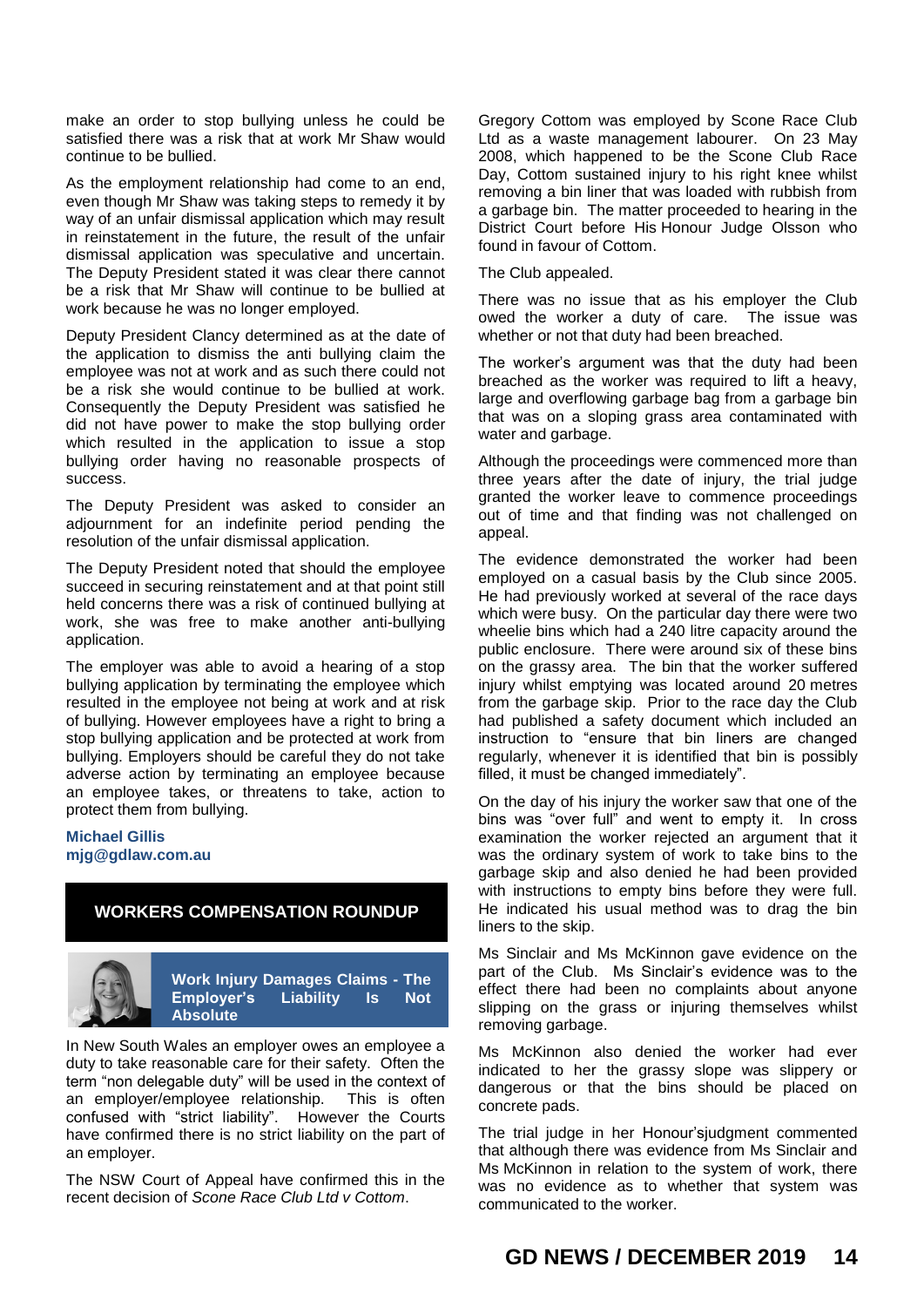make an order to stop bullying unless he could be satisfied there was a risk that at work Mr Shaw would continue to be bullied.

As the employment relationship had come to an end, even though Mr Shaw was taking steps to remedy it by way of an unfair dismissal application which may result in reinstatement in the future, the result of the unfair dismissal application was speculative and uncertain. The Deputy President stated it was clear there cannot be a risk that Mr Shaw will continue to be bullied at work because he was no longer employed.

Deputy President Clancy determined as at the date of the application to dismiss the anti bullying claim the employee was not at work and as such there could not be a risk she would continue to be bullied at work. Consequently the Deputy President was satisfied he did not have power to make the stop bullying order which resulted in the application to issue a stop bullying order having no reasonable prospects of success.

The Deputy President was asked to consider an adjournment for an indefinite period pending the resolution of the unfair dismissal application.

The Deputy President noted that should the employee succeed in securing reinstatement and at that point still held concerns there was a risk of continued bullying at work, she was free to make another anti-bullying application.

The employer was able to avoid a hearing of a stop bullying application by terminating the employee which resulted in the employee not being at work and at risk of bullying. However employees have a right to bring a stop bullying application and be protected at work from bullying. Employers should be careful they do not take adverse action by terminating an employee because an employee takes, or threatens to take, action to protect them from bullying.

**Michael Gillis**
**mjg@gdlaw.com.au**

## WORKERS COMPENSATION ROUNDUP

### Work Injury Damages Claims - The Employer's Liability Is Not Absolute

In New South Wales an employer owes an employee a duty to take reasonable care for their safety. Often the term "non delegable duty" will be used in the context of an employer/employee relationship. This is often confused with "strict liability". However the Courts have confirmed there is no strict liability on the part of an employer.

The NSW Court of Appeal have confirmed this in the recent decision of *Scone Race Club Ltd v Cottom*.

Gregory Cottom was employed by Scone Race Club Ltd as a waste management labourer. On 23 May 2008, which happened to be the Scone Club Race Day, Cottom sustained injury to his right knee whilst removing a bin liner that was loaded with rubbish from a garbage bin. The matter proceeded to hearing in the District Court before His Honour Judge Olsson who found in favour of Cottom.

The Club appealed.

There was no issue that as his employer the Club owed the worker a duty of care. The issue was whether or not that duty had been breached.

The worker's argument was that the duty had been breached as the worker was required to lift a heavy, large and overflowing garbage bag from a garbage bin that was on a sloping grass area contaminated with water and garbage.

Although the proceedings were commenced more than three years after the date of injury, the trial judge granted the worker leave to commence proceedings out of time and that finding was not challenged on appeal.

The evidence demonstrated the worker had been employed on a casual basis by the Club since 2005. He had previously worked at several of the race days which were busy. On the particular day there were two wheelie bins which had a 240 litre capacity around the public enclosure. There were around six of these bins on the grassy area. The bin that the worker suffered injury whilst emptying was located around 20 metres from the garbage skip. Prior to the race day the Club had published a safety document which included an instruction to "ensure that bin liners are changed regularly, whenever it is identified that bin is possibly filled, it must be changed immediately".

On the day of his injury the worker saw that one of the bins was "over full" and went to empty it. In cross examination the worker rejected an argument that it was the ordinary system of work to take bins to the garbage skip and also denied he had been provided with instructions to empty bins before they were full. He indicated his usual method was to drag the bin liners to the skip.

Ms Sinclair and Ms McKinnon gave evidence on the part of the Club. Ms Sinclair's evidence was to the effect there had been no complaints about anyone slipping on the grass or injuring themselves whilst removing garbage.

Ms McKinnon also denied the worker had ever indicated to her the grassy slope was slippery or dangerous or that the bins should be placed on concrete pads.

The trial judge in her Honour'sjudgment commented that although there was evidence from Ms Sinclair and Ms McKinnon in relation to the system of work, there was no evidence as to whether that system was communicated to the worker.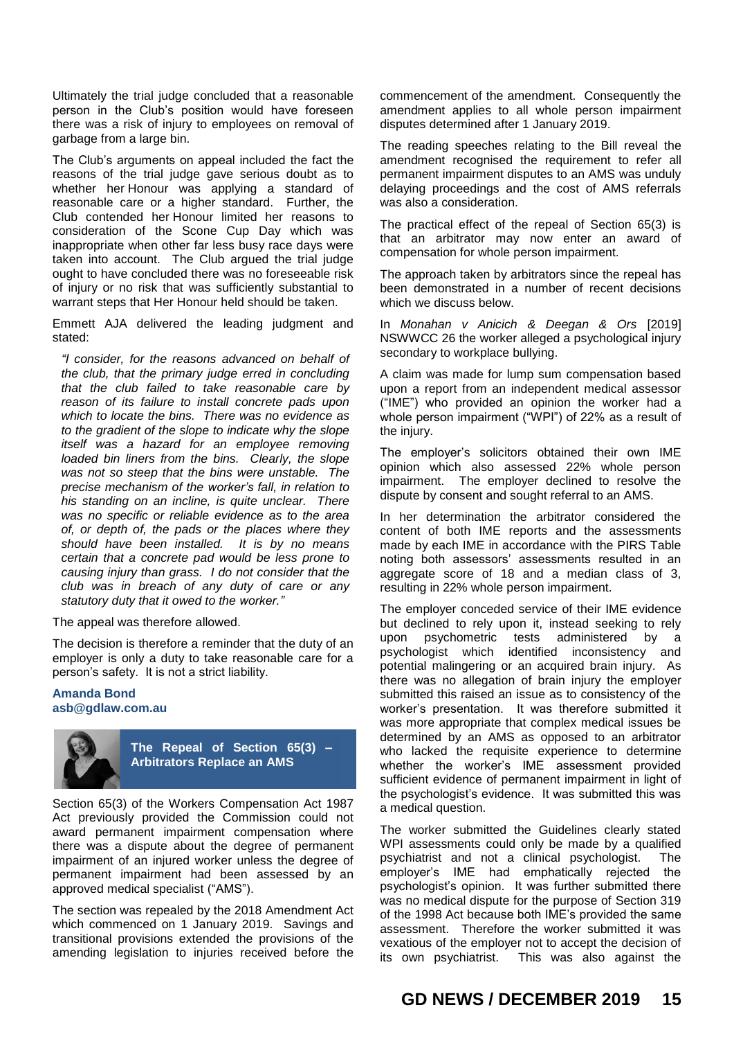Ultimately the trial judge concluded that a reasonable person in the Club's position would have foreseen there was a risk of injury to employees on removal of garbage from a large bin.

The Club's arguments on appeal included the fact the reasons of the trial judge gave serious doubt as to whether her Honour was applying a standard of reasonable care or a higher standard. Further, the Club contended her Honour limited her reasons to consideration of the Scone Cup Day which was inappropriate when other far less busy race days were taken into account. The Club argued the trial judge ought to have concluded there was no foreseeable risk of injury or no risk that was sufficiently substantial to warrant steps that Her Honour held should be taken.

Emmett AJA delivered the leading judgment and stated:

> *"I consider, for the reasons advanced on behalf of the club, that the primary judge erred in concluding that the club failed to take reasonable care by reason of its failure to install concrete pads upon which to locate the bins. There was no evidence as to the gradient of the slope to indicate why the slope itself was a hazard for an employee removing loaded bin liners from the bins. Clearly, the slope was not so steep that the bins were unstable. The precise mechanism of the worker's fall, in relation to his standing on an incline, is quite unclear. There was no specific or reliable evidence as to the area of, or depth of, the pads or the places where they should have been installed. It is by no means certain that a concrete pad would be less prone to causing injury than grass. I do not consider that the club was in breach of any duty of care or any statutory duty that it owed to the worker."*

The appeal was therefore allowed.

The decision is therefore a reminder that the duty of an employer is only a duty to take reasonable care for a person's safety. It is not a strict liability.

**Amanda Bond**
**asb@gdlaw.com.au**

## The Repeal of Section 65(3) – Arbitrators Replace an AMS

Section 65(3) of the Workers Compensation Act 1987 Act previously provided the Commission could not award permanent impairment compensation where there was a dispute about the degree of permanent impairment of an injured worker unless the degree of permanent impairment had been assessed by an approved medical specialist ("AMS").

The section was repealed by the 2018 Amendment Act which commenced on 1 January 2019. Savings and transitional provisions extended the provisions of the amending legislation to injuries received before the commencement of the amendment. Consequently the amendment applies to all whole person impairment disputes determined after 1 January 2019.

The reading speeches relating to the Bill reveal the amendment recognised the requirement to refer all permanent impairment disputes to an AMS was unduly delaying proceedings and the cost of AMS referrals was also a consideration.

The practical effect of the repeal of Section 65(3) is that an arbitrator may now enter an award of compensation for whole person impairment.

The approach taken by arbitrators since the repeal has been demonstrated in a number of recent decisions which we discuss below.

In *Monahan v Anicich & Deegan & Ors* [2019] NSWWCC 26 the worker alleged a psychological injury secondary to workplace bullying.

A claim was made for lump sum compensation based upon a report from an independent medical assessor ("IME") who provided an opinion the worker had a whole person impairment ("WPI") of 22% as a result of the injury.

The employer's solicitors obtained their own IME opinion which also assessed 22% whole person impairment. The employer declined to resolve the dispute by consent and sought referral to an AMS.

In her determination the arbitrator considered the content of both IME reports and the assessments made by each IME in accordance with the PIRS Table noting both assessors' assessments resulted in an aggregate score of 18 and a median class of 3, resulting in 22% whole person impairment.

The employer conceded service of their IME evidence but declined to rely upon it, instead seeking to rely upon psychometric tests administered by a psychologist which identified inconsistency and potential malingering or an acquired brain injury. As there was no allegation of brain injury the employer submitted this raised an issue as to consistency of the worker's presentation. It was therefore submitted it was more appropriate that complex medical issues be determined by an AMS as opposed to an arbitrator who lacked the requisite experience to determine whether the worker's IME assessment provided sufficient evidence of permanent impairment in light of the psychologist's evidence. It was submitted this was a medical question.

The worker submitted the Guidelines clearly stated WPI assessments could only be made by a qualified psychiatrist and not a clinical psychologist. The employer's IME had emphatically rejected the psychologist's opinion. It was further submitted there was no medical dispute for the purpose of Section 319 of the 1998 Act because both IME's provided the same assessment. Therefore the worker submitted it was vexatious of the employer not to accept the decision of its own psychiatrist. This was also against the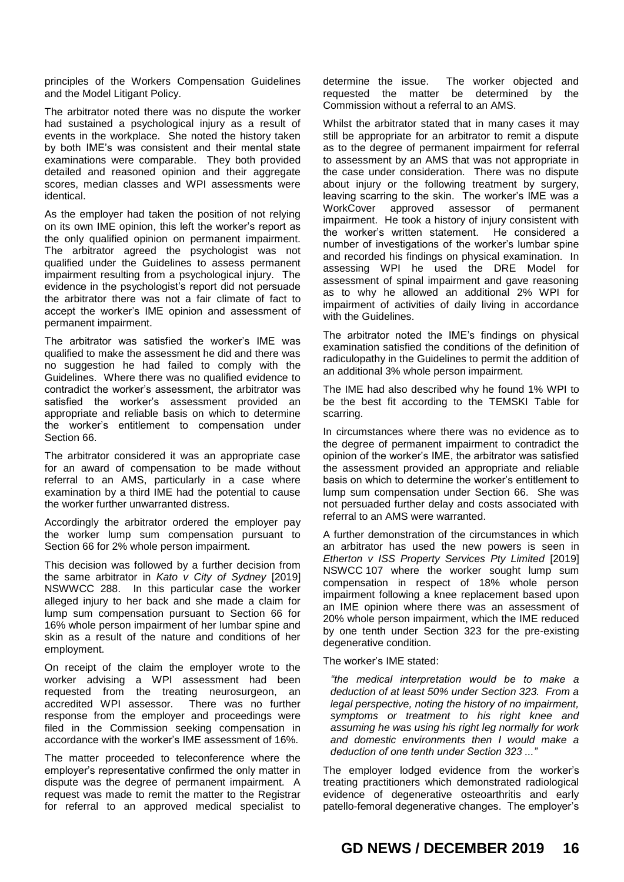principles of the Workers Compensation Guidelines and the Model Litigant Policy.

The arbitrator noted there was no dispute the worker had sustained a psychological injury as a result of events in the workplace. She noted the history taken by both IME's was consistent and their mental state examinations were comparable. They both provided detailed and reasoned opinion and their aggregate scores, median classes and WPI assessments were identical.

As the employer had taken the position of not relying on its own IME opinion, this left the worker's report as the only qualified opinion on permanent impairment. The arbitrator agreed the psychologist was not qualified under the Guidelines to assess permanent impairment resulting from a psychological injury. The evidence in the psychologist's report did not persuade the arbitrator there was not a fair climate of fact to accept the worker's IME opinion and assessment of permanent impairment.

The arbitrator was satisfied the worker's IME was qualified to make the assessment he did and there was no suggestion he had failed to comply with the Guidelines. Where there was no qualified evidence to contradict the worker's assessment, the arbitrator was satisfied the worker's assessment provided an appropriate and reliable basis on which to determine the worker's entitlement to compensation under Section 66.

The arbitrator considered it was an appropriate case for an award of compensation to be made without referral to an AMS, particularly in a case where examination by a third IME had the potential to cause the worker further unwarranted distress.

Accordingly the arbitrator ordered the employer pay the worker lump sum compensation pursuant to Section 66 for 2% whole person impairment.

This decision was followed by a further decision from the same arbitrator in *Kato v City of Sydney* [2019] NSWWCC 288. In this particular case the worker alleged injury to her back and she made a claim for lump sum compensation pursuant to Section 66 for 16% whole person impairment of her lumbar spine and skin as a result of the nature and conditions of her employment.

On receipt of the claim the employer wrote to the worker advising a WPI assessment had been requested from the treating neurosurgeon, an accredited WPI assessor. There was no further response from the employer and proceedings were filed in the Commission seeking compensation in accordance with the worker's IME assessment of 16%.

The matter proceeded to teleconference where the employer's representative confirmed the only matter in dispute was the degree of permanent impairment. A request was made to remit the matter to the Registrar for referral to an approved medical specialist to determine the issue. The worker objected and requested the matter be determined by the Commission without a referral to an AMS.

Whilst the arbitrator stated that in many cases it may still be appropriate for an arbitrator to remit a dispute as to the degree of permanent impairment for referral to assessment by an AMS that was not appropriate in the case under consideration. There was no dispute about injury or the following treatment by surgery, leaving scarring to the skin. The worker's IME was a WorkCover approved assessor of permanent impairment. He took a history of injury consistent with the worker's written statement. He considered a number of investigations of the worker's lumbar spine and recorded his findings on physical examination. In assessing WPI he used the DRE Model for assessment of spinal impairment and gave reasoning as to why he allowed an additional 2% WPI for impairment of activities of daily living in accordance with the Guidelines.

The arbitrator noted the IME's findings on physical examination satisfied the conditions of the definition of radiculopathy in the Guidelines to permit the addition of an additional 3% whole person impairment.

The IME had also described why he found 1% WPI to be the best fit according to the TEMSKI Table for scarring.

In circumstances where there was no evidence as to the degree of permanent impairment to contradict the opinion of the worker's IME, the arbitrator was satisfied the assessment provided an appropriate and reliable basis on which to determine the worker's entitlement to lump sum compensation under Section 66. She was not persuaded further delay and costs associated with referral to an AMS were warranted.

A further demonstration of the circumstances in which an arbitrator has used the new powers is seen in *Etherton v ISS Property Services Pty Limited* [2019] NSWCC 107 where the worker sought lump sum compensation in respect of 18% whole person impairment following a knee replacement based upon an IME opinion where there was an assessment of 20% whole person impairment, which the IME reduced by one tenth under Section 323 for the pre-existing degenerative condition.

The worker's IME stated:

> *"the medical interpretation would be to make a deduction of at least 50% under Section 323. From a legal perspective, noting the history of no impairment, symptoms or treatment to his right knee and assuming he was using his right leg normally for work and domestic environments then I would make a deduction of one tenth under Section 323 ..."*

The employer lodged evidence from the worker's treating practitioners which demonstrated radiological evidence of degenerative osteoarthritis and early patello-femoral degenerative changes. The employer's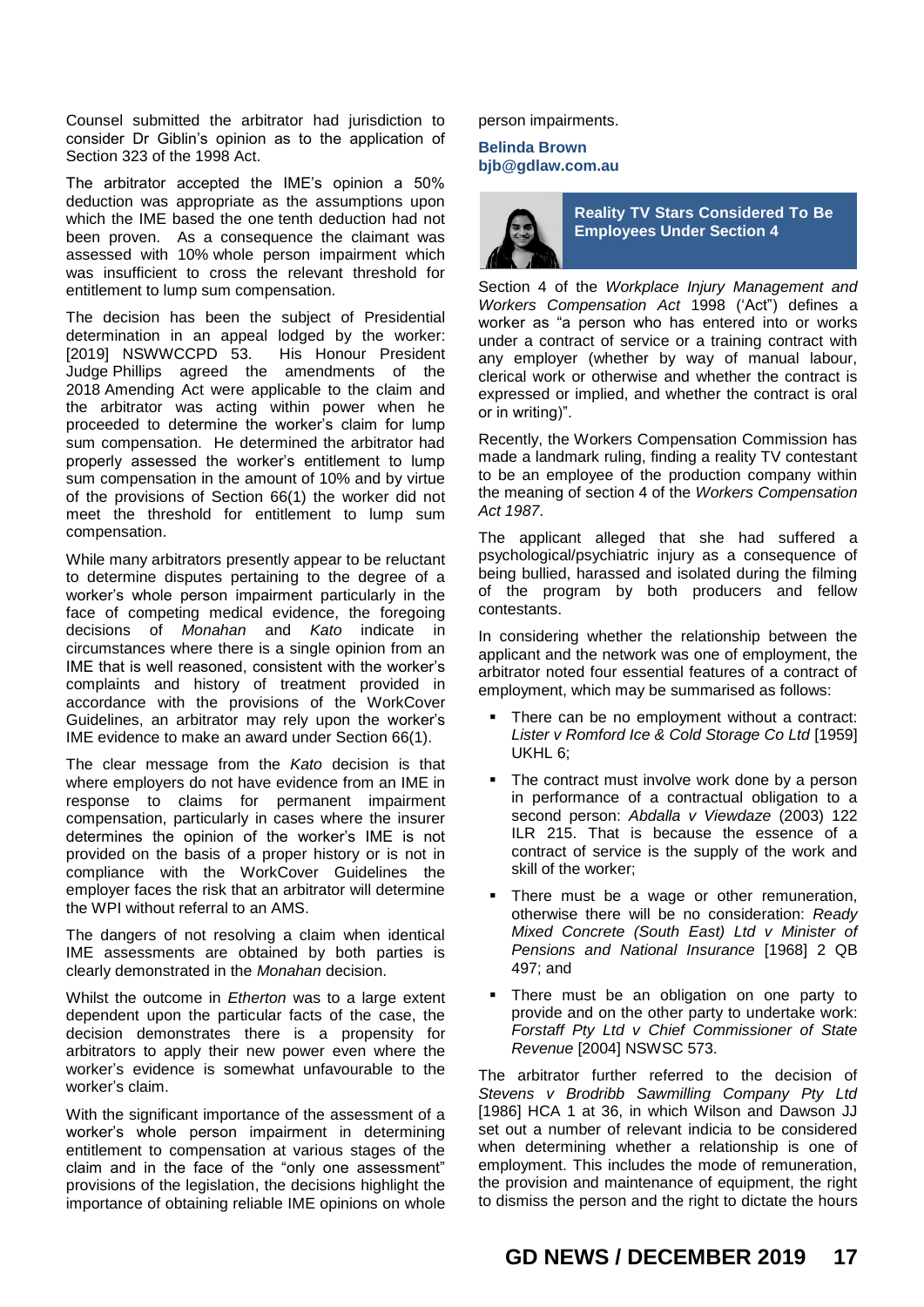Counsel submitted the arbitrator had jurisdiction to consider Dr Giblin's opinion as to the application of Section 323 of the 1998 Act.

The arbitrator accepted the IME's opinion a 50% deduction was appropriate as the assumptions upon which the IME based the one tenth deduction had not been proven. As a consequence the claimant was assessed with 10% whole person impairment which was insufficient to cross the relevant threshold for entitlement to lump sum compensation.

The decision has been the subject of Presidential determination in an appeal lodged by the worker: [2019] NSWWCCPD 53. His Honour President Judge Phillips agreed the amendments of the 2018 Amending Act were applicable to the claim and the arbitrator was acting within power when he proceeded to determine the worker's claim for lump sum compensation. He determined the arbitrator had properly assessed the worker's entitlement to lump sum compensation in the amount of 10% and by virtue of the provisions of Section 66(1) the worker did not meet the threshold for entitlement to lump sum compensation.

While many arbitrators presently appear to be reluctant to determine disputes pertaining to the degree of a worker's whole person impairment particularly in the face of competing medical evidence, the foregoing decisions of *Monahan* and *Kato* indicate in circumstances where there is a single opinion from an IME that is well reasoned, consistent with the worker's complaints and history of treatment provided in accordance with the provisions of the WorkCover Guidelines, an arbitrator may rely upon the worker's IME evidence to make an award under Section 66(1).

The clear message from the *Kato* decision is that where employers do not have evidence from an IME in response to claims for permanent impairment compensation, particularly in cases where the insurer determines the opinion of the worker's IME is not provided on the basis of a proper history or is not in compliance with the WorkCover Guidelines the employer faces the risk that an arbitrator will determine the WPI without referral to an AMS.

The dangers of not resolving a claim when identical IME assessments are obtained by both parties is clearly demonstrated in the *Monahan* decision.

Whilst the outcome in *Etherton* was to a large extent dependent upon the particular facts of the case, the decision demonstrates there is a propensity for arbitrators to apply their new power even where the worker's evidence is somewhat unfavourable to the worker's claim.

With the significant importance of the assessment of a worker's whole person impairment in determining entitlement to compensation at various stages of the claim and in the face of the "only one assessment" provisions of the legislation, the decisions highlight the importance of obtaining reliable IME opinions on whole person impairments.

**Belinda Brown**
**bjb@gdlaw.com.au**

## Reality TV Stars Considered To Be Employees Under Section 4

Section 4 of the *Workplace Injury Management and Workers Compensation Act* 1998 ('Act") defines a worker as "a person who has entered into or works under a contract of service or a training contract with any employer (whether by way of manual labour, clerical work or otherwise and whether the contract is expressed or implied, and whether the contract is oral or in writing)".

Recently, the Workers Compensation Commission has made a landmark ruling, finding a reality TV contestant to be an employee of the production company within the meaning of section 4 of the *Workers Compensation Act 1987*.

The applicant alleged that she had suffered a psychological/psychiatric injury as a consequence of being bullied, harassed and isolated during the filming of the program by both producers and fellow contestants.

In considering whether the relationship between the applicant and the network was one of employment, the arbitrator noted four essential features of a contract of employment, which may be summarised as follows:

- There can be no employment without a contract: *Lister v Romford Ice & Cold Storage Co Ltd* [1959] UKHL 6;
- The contract must involve work done by a person in performance of a contractual obligation to a second person: *Abdalla v Viewdaze* (2003) 122 ILR 215. That is because the essence of a contract of service is the supply of the work and skill of the worker;
- There must be a wage or other remuneration, otherwise there will be no consideration: *Ready Mixed Concrete (South East) Ltd v Minister of Pensions and National Insurance* [1968] 2 QB 497; and
- There must be an obligation on one party to provide and on the other party to undertake work: *Forstaff Pty Ltd v Chief Commissioner of State Revenue* [2004] NSWSC 573.

The arbitrator further referred to the decision of *Stevens v Brodribb Sawmilling Company Pty Ltd* [1986] HCA 1 at 36, in which Wilson and Dawson JJ set out a number of relevant indicia to be considered when determining whether a relationship is one of employment. This includes the mode of remuneration, the provision and maintenance of equipment, the right to dismiss the person and the right to dictate the hours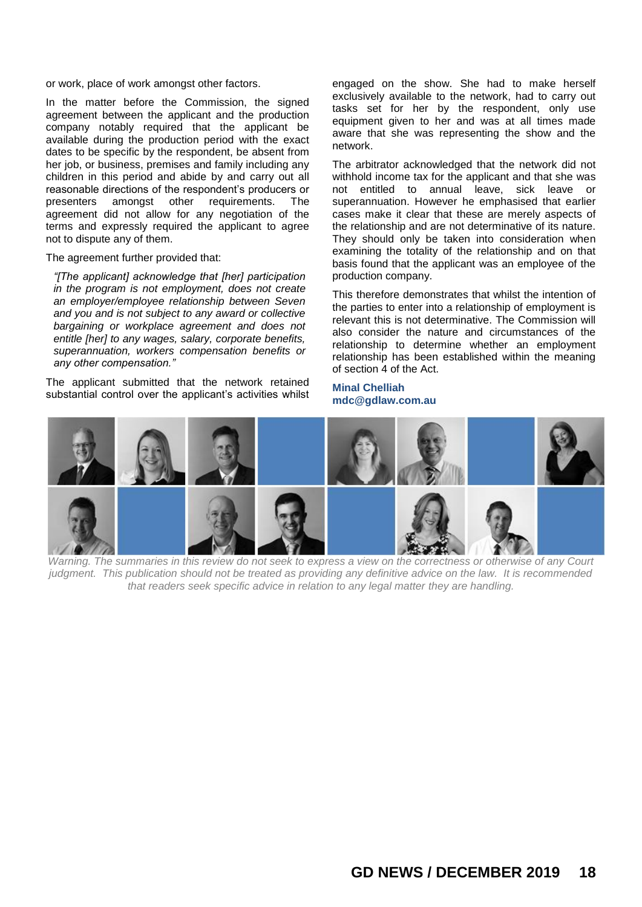or work, place of work amongst other factors.

In the matter before the Commission, the signed agreement between the applicant and the production company notably required that the applicant be available during the production period with the exact dates to be specific by the respondent, be absent from her job, or business, premises and family including any children in this period and abide by and carry out all reasonable directions of the respondent's producers or presenters amongst other requirements. The agreement did not allow for any negotiation of the terms and expressly required the applicant to agree not to dispute any of them.

The agreement further provided that:

*"[The applicant] acknowledge that [her] participation in the program is not employment, does not create an employer/employee relationship between Seven and you and is not subject to any award or collective bargaining or workplace agreement and does not entitle [her] to any wages, salary, corporate benefits, superannuation, workers compensation benefits or any other compensation."*

The applicant submitted that the network retained substantial control over the applicant's activities whilst engaged on the show. She had to make herself exclusively available to the network, had to carry out tasks set for her by the respondent, only use equipment given to her and was at all times made aware that she was representing the show and the network.

The arbitrator acknowledged that the network did not withhold income tax for the applicant and that she was not entitled to annual leave, sick leave or superannuation. However he emphasised that earlier cases make it clear that these are merely aspects of the relationship and are not determinative of its nature. They should only be taken into consideration when examining the totality of the relationship and on that basis found that the applicant was an employee of the production company.

This therefore demonstrates that whilst the intention of the parties to enter into a relationship of employment is relevant this is not determinative. The Commission will also consider the nature and circumstances of the relationship to determine whether an employment relationship has been established within the meaning of section 4 of the Act.

**Minal Chelliah**
**mdc@gdlaw.com.au**

*Warning. The summaries in this review do not seek to express a view on the correctness or otherwise of any Court judgment. This publication should not be treated as providing any definitive advice on the law. It is recommended that readers seek specific advice in relation to any legal matter they are handling.*